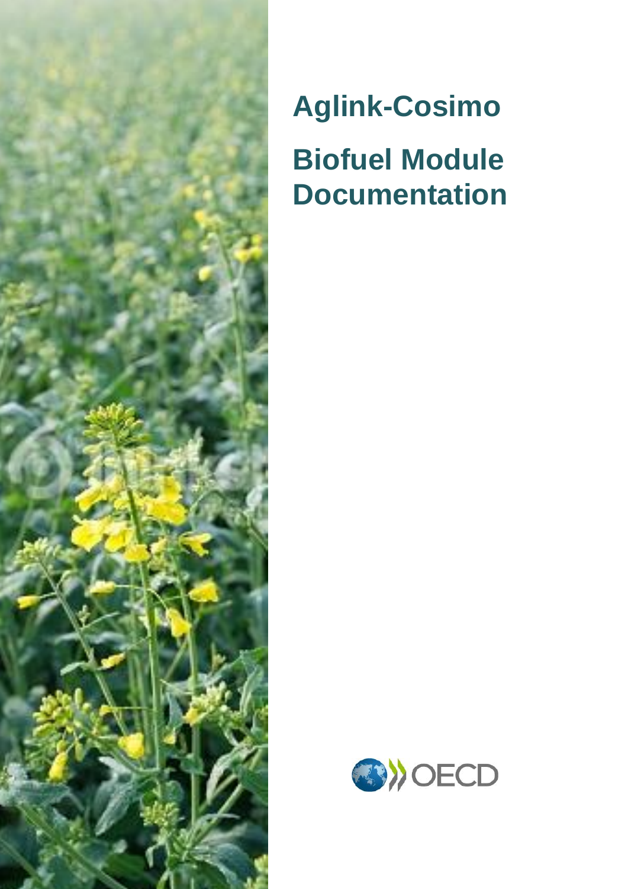# Aglink-Cosimo

# Biofuel Module Documentation

OECD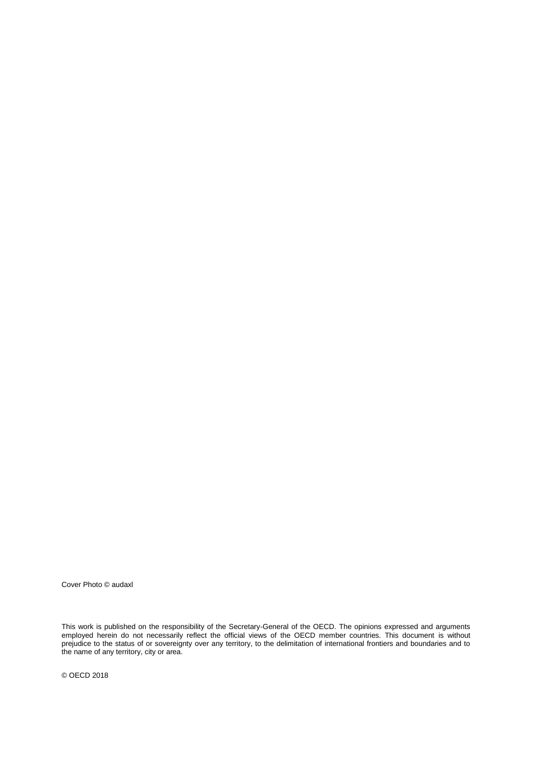Cover Photo © audaxl

This work is published on the responsibility of the Secretary-General of the OECD. The opinions expressed and arguments employed herein do not necessarily reflect the official views of the OECD member countries. This document is without prejudice to the status of or sovereignty over any territory, to the delimitation of international frontiers and boundaries and to the name of any territory, city or area.

© OECD 2018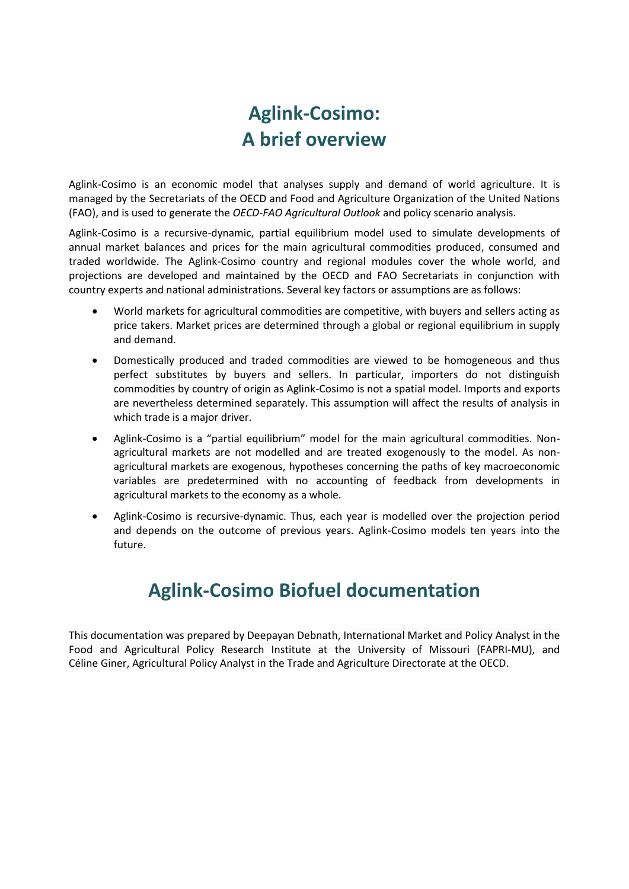# Aglink-Cosimo: A brief overview

Aglink-Cosimo is an economic model that analyses supply and demand of world agriculture. It is managed by the Secretariats of the OECD and Food and Agriculture Organization of the United Nations (FAO), and is used to generate the *OECD-FAO Agricultural Outlook* and policy scenario analysis.

Aglink-Cosimo is a recursive-dynamic, partial equilibrium model used to simulate developments of annual market balances and prices for the main agricultural commodities produced, consumed and traded worldwide. The Aglink-Cosimo country and regional modules cover the whole world, and projections are developed and maintained by the OECD and FAO Secretariats in conjunction with country experts and national administrations. Several key factors or assumptions are as follows:

- World markets for agricultural commodities are competitive, with buyers and sellers acting as price takers. Market prices are determined through a global or regional equilibrium in supply and demand.
- Domestically produced and traded commodities are viewed to be homogeneous and thus perfect substitutes by buyers and sellers. In particular, importers do not distinguish commodities by country of origin as Aglink-Cosimo is not a spatial model. Imports and exports are nevertheless determined separately. This assumption will affect the results of analysis in which trade is a major driver.
- Aglink-Cosimo is a "partial equilibrium" model for the main agricultural commodities. Non-agricultural markets are not modelled and are treated exogenously to the model. As non-agricultural markets are exogenous, hypotheses concerning the paths of key macroeconomic variables are predetermined with no accounting of feedback from developments in agricultural markets to the economy as a whole.
- Aglink-Cosimo is recursive-dynamic. Thus, each year is modelled over the projection period and depends on the outcome of previous years. Aglink-Cosimo models ten years into the future.

# Aglink-Cosimo Biofuel documentation

This documentation was prepared by Deepayan Debnath, International Market and Policy Analyst in the Food and Agricultural Policy Research Institute at the University of Missouri (FAPRI-MU), and Céline Giner, Agricultural Policy Analyst in the Trade and Agriculture Directorate at the OECD.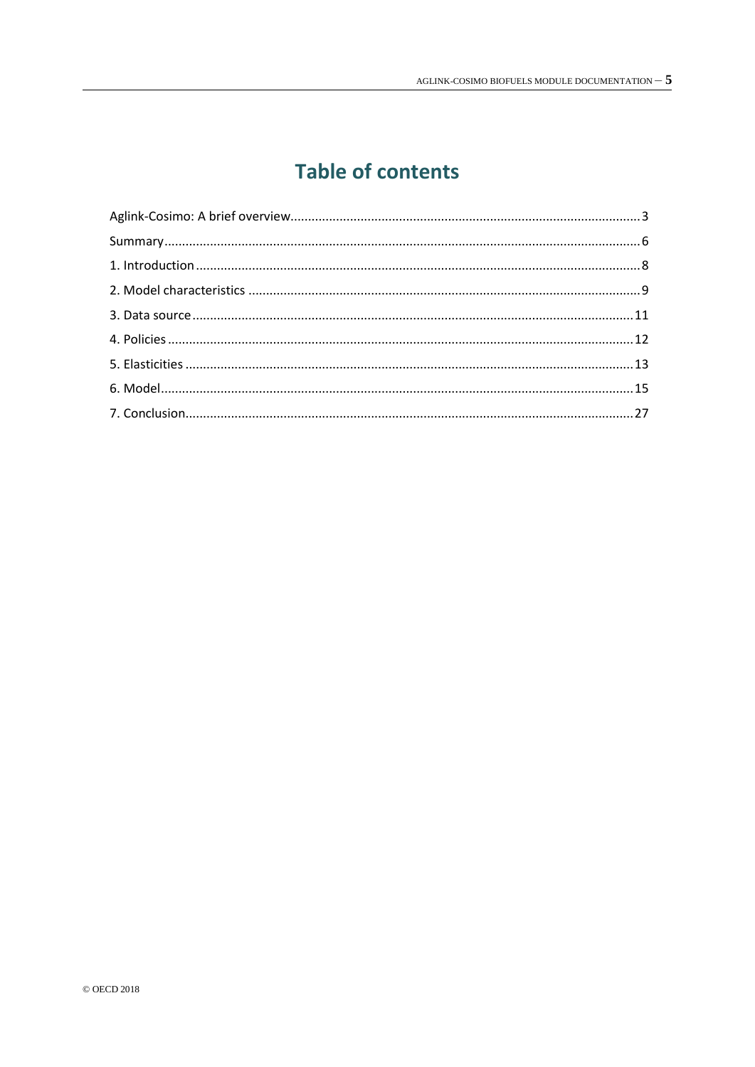# Table of contents

Aglink-Cosimo: A brief overview....................................................................................................3

Summary.......................................................................................................................................6

1. Introduction..............................................................................................................................8

2. Model characteristics ...............................................................................................................9

3. Data source.............................................................................................................................11

4. Policies...................................................................................................................................12

5. Elasticities ..............................................................................................................................13

6. Model.....................................................................................................................................15

7. Conclusion..............................................................................................................................27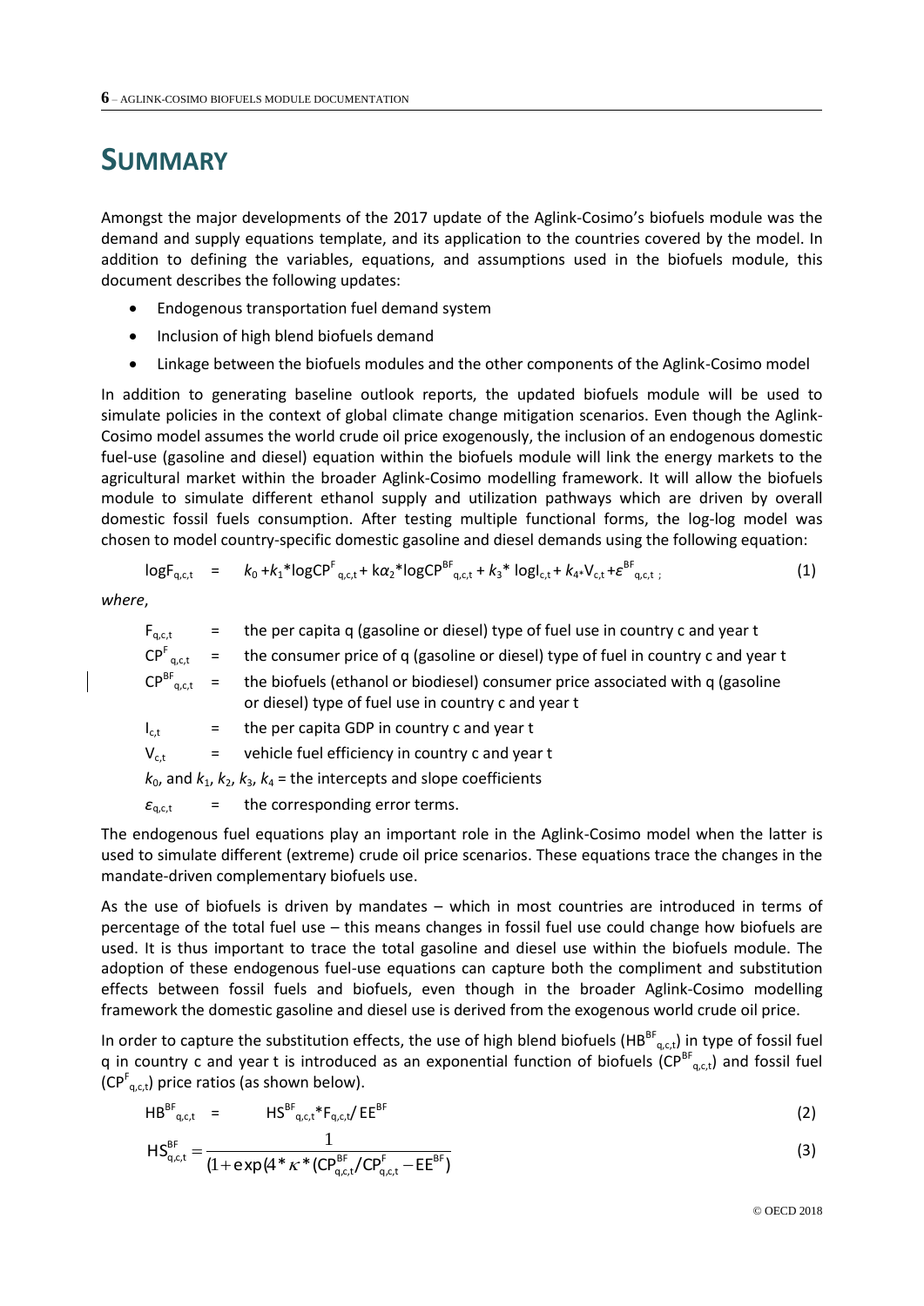# SUMMARY

Amongst the major developments of the 2017 update of the Aglink-Cosimo's biofuels module was the demand and supply equations template, and its application to the countries covered by the model. In addition to defining the variables, equations, and assumptions used in the biofuels module, this document describes the following updates:

- Endogenous transportation fuel demand system
- Inclusion of high blend biofuels demand
- Linkage between the biofuels modules and the other components of the Aglink-Cosimo model

In addition to generating baseline outlook reports, the updated biofuels module will be used to simulate policies in the context of global climate change mitigation scenarios. Even though the Aglink-Cosimo model assumes the world crude oil price exogenously, the inclusion of an endogenous domestic fuel-use (gasoline and diesel) equation within the biofuels module will link the energy markets to the agricultural market within the broader Aglink-Cosimo modelling framework. It will allow the biofuels module to simulate different ethanol supply and utilization pathways which are driven by overall domestic fossil fuels consumption. After testing multiple functional forms, the log-log model was chosen to model country-specific domestic gasoline and diesel demands using the following equation:

$$\log F_{q,c,t} = k_0 + k_1 * \log CP^{F}_{q,c,t} + k\alpha_2 * \log CP^{BF}_{q,c,t} + k_3 * \log I_{c,t} + k_4 * V_{c,t} + \varepsilon^{BF}_{q,c,t} \; ; \qquad (1)$$

*where*,

$F_{q,c,t}$ = the per capita q (gasoline or diesel) type of fuel use in country c and year t

$CP^{F}_{q,c,t}$ = the consumer price of q (gasoline or diesel) type of fuel in country c and year t

$CP^{BF}_{q,c,t}$ = the biofuels (ethanol or biodiesel) consumer price associated with q (gasoline or diesel) type of fuel use in country c and year t

$I_{c,t}$ = the per capita GDP in country c and year t

$V_{c,t}$ = vehicle fuel efficiency in country c and year t

$k_0$, and $k_1$, $k_2$, $k_3$, $k_4$ = the intercepts and slope coefficients

$\varepsilon_{q,c,t}$ = the corresponding error terms.

The endogenous fuel equations play an important role in the Aglink-Cosimo model when the latter is used to simulate different (extreme) crude oil price scenarios. These equations trace the changes in the mandate-driven complementary biofuels use.

As the use of biofuels is driven by mandates – which in most countries are introduced in terms of percentage of the total fuel use – this means changes in fossil fuel use could change how biofuels are used. It is thus important to trace the total gasoline and diesel use within the biofuels module. The adoption of these endogenous fuel-use equations can capture both the compliment and substitution effects between fossil fuels and biofuels, even though in the broader Aglink-Cosimo modelling framework the domestic gasoline and diesel use is derived from the exogenous world crude oil price.

In order to capture the substitution effects, the use of high blend biofuels ($HB^{BF}_{q,c,t}$) in type of fossil fuel q in country c and year t is introduced as an exponential function of biofuels ($CP^{BF}_{q,c,t}$) and fossil fuel ($CP^{F}_{q,c,t}$) price ratios (as shown below).

$$HB^{BF}_{q,c,t} = HS^{BF}_{q,c,t} * F_{q,c,t} / EE^{BF} \qquad (2)$$

$$HS^{BF}_{q,c,t} = \frac{1}{(1 + \exp(4 * \kappa * (CP^{BF}_{q,c,t} / CP^{F}_{q,c,t} - EE^{BF})} \qquad (3)$$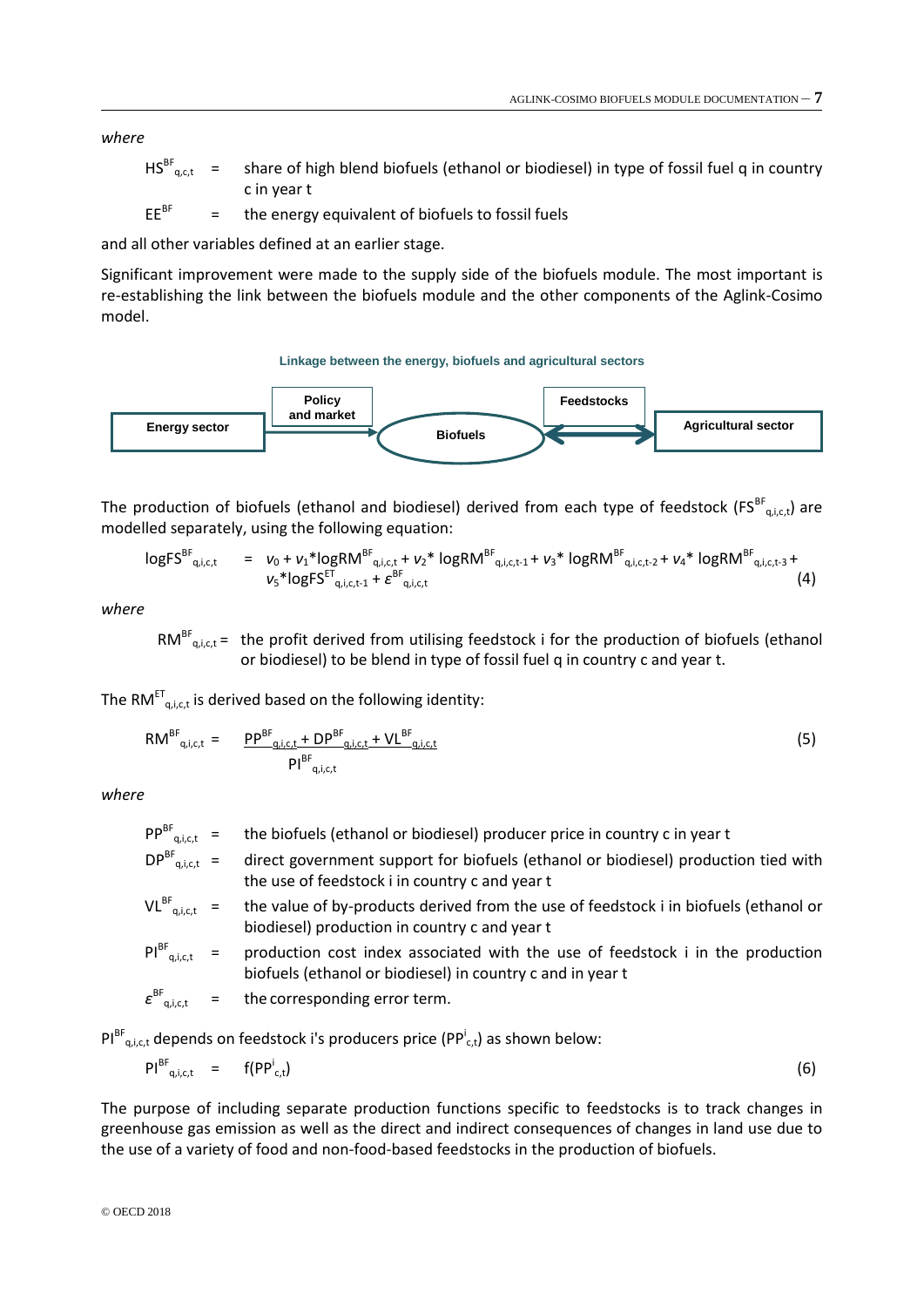*where*

$HS^{BF}_{q,c,t}$ = share of high blend biofuels (ethanol or biodiesel) in type of fossil fuel q in country c in year t

$EE^{BF}$ = the energy equivalent of biofuels to fossil fuels

and all other variables defined at an earlier stage.

Significant improvement were made to the supply side of the biofuels module. The most important is re-establishing the link between the biofuels module and the other components of the Aglink-Cosimo model.

**Linkage between the energy, biofuels and agricultural sectors**

Energy sector → Policy and market → Biofuels ↔ Feedstocks ↔ Agricultural sector

The production of biofuels (ethanol and biodiesel) derived from each type of feedstock ($FS^{BF}_{q,i,c,t}$) are modelled separately, using the following equation:

$$\log FS^{BF}_{q,i,c,t} = v_0 + v_1 * \log RM^{BF}_{q,i,c,t} + v_2 * \log RM^{BF}_{q,i,c,t-1} + v_3 * \log RM^{BF}_{q,i,c,t-2} + v_4 * \log RM^{BF}_{q,i,c,t-3} + v_5 * \log FS^{ET}_{q,i,c,t-1} + \varepsilon^{BF}_{q,i,c,t} \quad (4)$$

*where*

$RM^{BF}_{q,i,c,t}$ = the profit derived from utilising feedstock i for the production of biofuels (ethanol or biodiesel) to be blend in type of fossil fuel q in country c and year t.

The $RM^{ET}_{q,i,c,t}$ is derived based on the following identity:

$$RM^{BF}_{q,i,c,t} = \frac{PP^{BF}_{q,i,c,t} + DP^{BF}_{q,i,c,t} + VL^{BF}_{q,i,c,t}}{PI^{BF}_{q,i,c,t}} \quad (5)$$

*where*

$PP^{BF}_{q,i,c,t}$ = the biofuels (ethanol or biodiesel) producer price in country c in year t

$DP^{BF}_{q,i,c,t}$ = direct government support for biofuels (ethanol or biodiesel) production tied with the use of feedstock i in country c and year t

$VL^{BF}_{q,i,c,t}$ = the value of by-products derived from the use of feedstock i in biofuels (ethanol or biodiesel) production in country c and year t

$PI^{BF}_{q,i,c,t}$ = production cost index associated with the use of feedstock i in the production biofuels (ethanol or biodiesel) in country c and in year t

$\varepsilon^{BF}_{q,i,c,t}$ = the corresponding error term.

$PI^{BF}_{q,i,c,t}$ depends on feedstock i's producers price ($PP^{i}_{c,t}$) as shown below:

$$PI^{BF}_{q,i,c,t} = f(PP^{i}_{c,t}) \quad (6)$$

The purpose of including separate production functions specific to feedstocks is to track changes in greenhouse gas emission as well as the direct and indirect consequences of changes in land use due to the use of a variety of food and non-food-based feedstocks in the production of biofuels.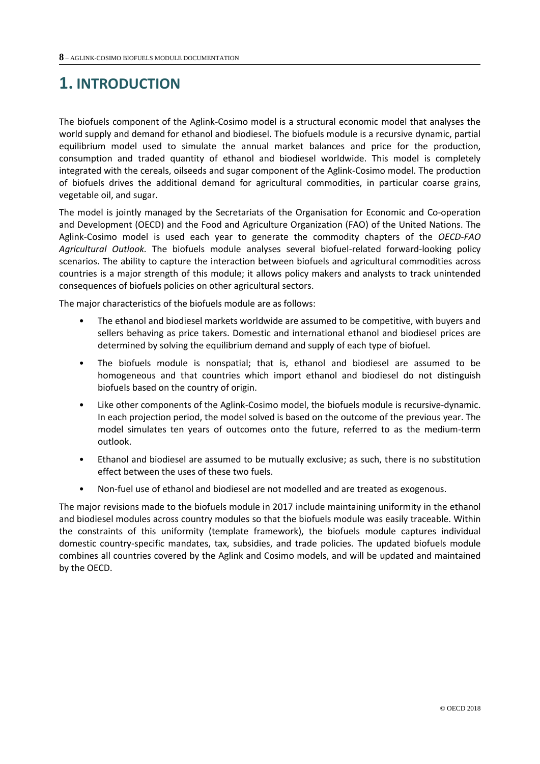# 1. INTRODUCTION

The biofuels component of the Aglink-Cosimo model is a structural economic model that analyses the world supply and demand for ethanol and biodiesel. The biofuels module is a recursive dynamic, partial equilibrium model used to simulate the annual market balances and price for the production, consumption and traded quantity of ethanol and biodiesel worldwide. This model is completely integrated with the cereals, oilseeds and sugar component of the Aglink-Cosimo model. The production of biofuels drives the additional demand for agricultural commodities, in particular coarse grains, vegetable oil, and sugar.

The model is jointly managed by the Secretariats of the Organisation for Economic and Co-operation and Development (OECD) and the Food and Agriculture Organization (FAO) of the United Nations. The Aglink-Cosimo model is used each year to generate the commodity chapters of the *OECD-FAO Agricultural Outlook.* The biofuels module analyses several biofuel-related forward-looking policy scenarios. The ability to capture the interaction between biofuels and agricultural commodities across countries is a major strength of this module; it allows policy makers and analysts to track unintended consequences of biofuels policies on other agricultural sectors.

The major characteristics of the biofuels module are as follows:

- The ethanol and biodiesel markets worldwide are assumed to be competitive, with buyers and sellers behaving as price takers. Domestic and international ethanol and biodiesel prices are determined by solving the equilibrium demand and supply of each type of biofuel.
- The biofuels module is nonspatial; that is, ethanol and biodiesel are assumed to be homogeneous and that countries which import ethanol and biodiesel do not distinguish biofuels based on the country of origin.
- Like other components of the Aglink-Cosimo model, the biofuels module is recursive-dynamic. In each projection period, the model solved is based on the outcome of the previous year. The model simulates ten years of outcomes onto the future, referred to as the medium-term outlook.
- Ethanol and biodiesel are assumed to be mutually exclusive; as such, there is no substitution effect between the uses of these two fuels.
- Non-fuel use of ethanol and biodiesel are not modelled and are treated as exogenous.

The major revisions made to the biofuels module in 2017 include maintaining uniformity in the ethanol and biodiesel modules across country modules so that the biofuels module was easily traceable. Within the constraints of this uniformity (template framework), the biofuels module captures individual domestic country-specific mandates, tax, subsidies, and trade policies. The updated biofuels module combines all countries covered by the Aglink and Cosimo models, and will be updated and maintained by the OECD.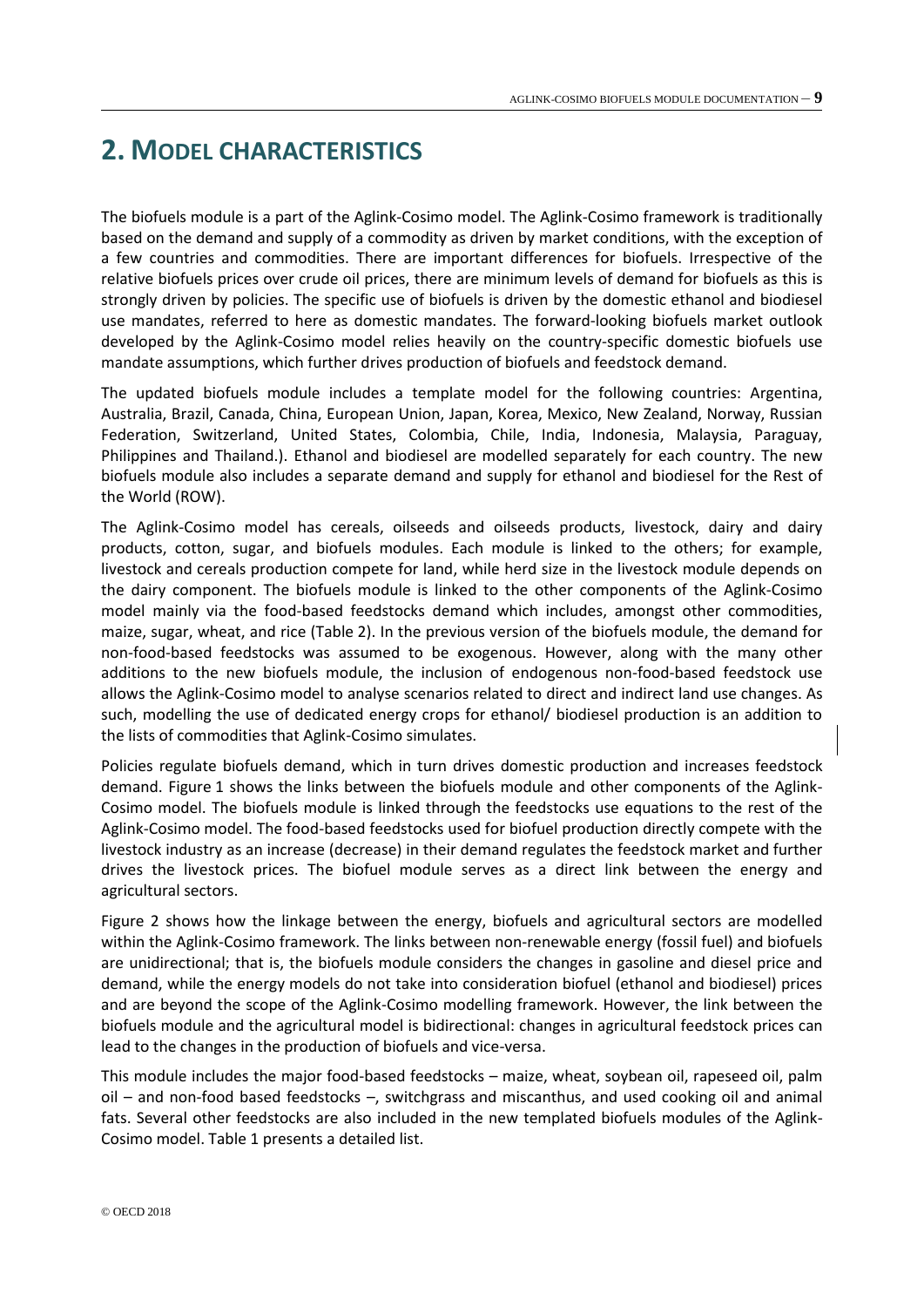# 2. MODEL CHARACTERISTICS

The biofuels module is a part of the Aglink-Cosimo model. The Aglink-Cosimo framework is traditionally based on the demand and supply of a commodity as driven by market conditions, with the exception of a few countries and commodities. There are important differences for biofuels. Irrespective of the relative biofuels prices over crude oil prices, there are minimum levels of demand for biofuels as this is strongly driven by policies. The specific use of biofuels is driven by the domestic ethanol and biodiesel use mandates, referred to here as domestic mandates. The forward-looking biofuels market outlook developed by the Aglink-Cosimo model relies heavily on the country-specific domestic biofuels use mandate assumptions, which further drives production of biofuels and feedstock demand.

The updated biofuels module includes a template model for the following countries: Argentina, Australia, Brazil, Canada, China, European Union, Japan, Korea, Mexico, New Zealand, Norway, Russian Federation, Switzerland, United States, Colombia, Chile, India, Indonesia, Malaysia, Paraguay, Philippines and Thailand.). Ethanol and biodiesel are modelled separately for each country. The new biofuels module also includes a separate demand and supply for ethanol and biodiesel for the Rest of the World (ROW).

The Aglink-Cosimo model has cereals, oilseeds and oilseeds products, livestock, dairy and dairy products, cotton, sugar, and biofuels modules. Each module is linked to the others; for example, livestock and cereals production compete for land, while herd size in the livestock module depends on the dairy component. The biofuels module is linked to the other components of the Aglink-Cosimo model mainly via the food-based feedstocks demand which includes, amongst other commodities, maize, sugar, wheat, and rice (Table 2). In the previous version of the biofuels module, the demand for non-food-based feedstocks was assumed to be exogenous. However, along with the many other additions to the new biofuels module, the inclusion of endogenous non-food-based feedstock use allows the Aglink-Cosimo model to analyse scenarios related to direct and indirect land use changes. As such, modelling the use of dedicated energy crops for ethanol/ biodiesel production is an addition to the lists of commodities that Aglink-Cosimo simulates.

Policies regulate biofuels demand, which in turn drives domestic production and increases feedstock demand. Figure 1 shows the links between the biofuels module and other components of the Aglink-Cosimo model. The biofuels module is linked through the feedstocks use equations to the rest of the Aglink-Cosimo model. The food-based feedstocks used for biofuel production directly compete with the livestock industry as an increase (decrease) in their demand regulates the feedstock market and further drives the livestock prices. The biofuel module serves as a direct link between the energy and agricultural sectors.

Figure 2 shows how the linkage between the energy, biofuels and agricultural sectors are modelled within the Aglink-Cosimo framework. The links between non-renewable energy (fossil fuel) and biofuels are unidirectional; that is, the biofuels module considers the changes in gasoline and diesel price and demand, while the energy models do not take into consideration biofuel (ethanol and biodiesel) prices and are beyond the scope of the Aglink-Cosimo modelling framework. However, the link between the biofuels module and the agricultural model is bidirectional: changes in agricultural feedstock prices can lead to the changes in the production of biofuels and vice-versa.

This module includes the major food-based feedstocks – maize, wheat, soybean oil, rapeseed oil, palm oil – and non-food based feedstocks –, switchgrass and miscanthus, and used cooking oil and animal fats. Several other feedstocks are also included in the new templated biofuels modules of the Aglink-Cosimo model. Table 1 presents a detailed list.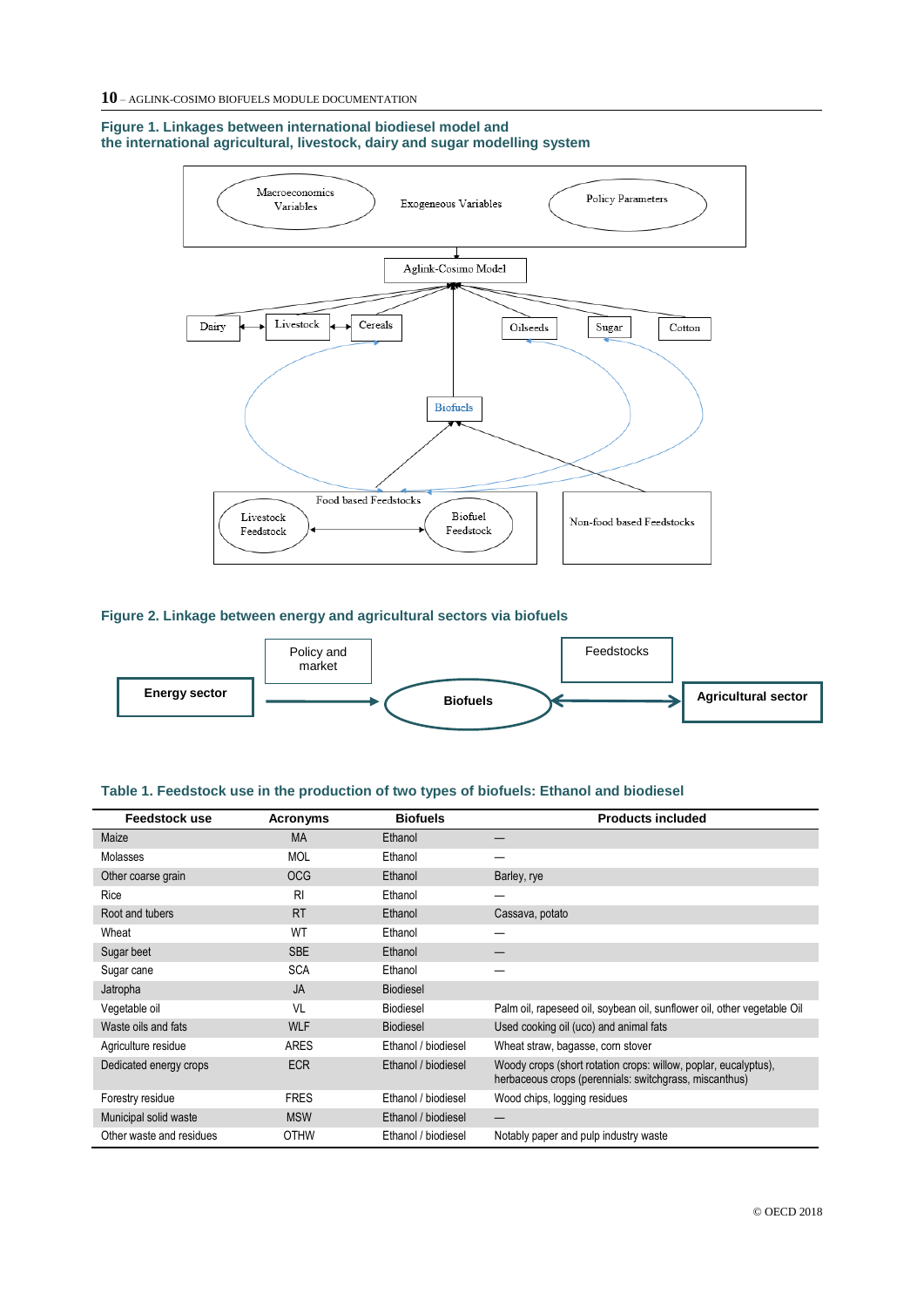**Figure 1. Linkages between international biodiesel model and the international agricultural, livestock, dairy and sugar modelling system**

Macroeconomics Variables

Exogeneous Variables

Policy Parameters

Aglink-Cosimo Model

Dairy

Livestock

Cereals

Oilseeds

Sugar

Cotton

Biofuels

Food based Feedstocks

Livestock Feedstock

Biofuel Feedstock

Non-food based Feedstocks

**Figure 2. Linkage between energy and agricultural sectors via biofuels**

Energy sector

Policy and market

Biofuels

Feedstocks

Agricultural sector

**Table 1. Feedstock use in the production of two types of biofuels: Ethanol and biodiesel**

| Feedstock use | Acronyms | Biofuels | Products included |
|---|---|---|---|
| Maize | MA | Ethanol | — |
| Molasses | MOL | Ethanol | — |
| Other coarse grain | OCG | Ethanol | Barley, rye |
| Rice | RI | Ethanol | — |
| Root and tubers | RT | Ethanol | Cassava, potato |
| Wheat | WT | Ethanol | — |
| Sugar beet | SBE | Ethanol | — |
| Sugar cane | SCA | Ethanol | — |
| Jatropha | JA | Biodiesel | |
| Vegetable oil | VL | Biodiesel | Palm oil, rapeseed oil, soybean oil, sunflower oil, other vegetable Oil |
| Waste oils and fats | WLF | Biodiesel | Used cooking oil (uco) and animal fats |
| Agriculture residue | ARES | Ethanol / biodiesel | Wheat straw, bagasse, corn stover |
| Dedicated energy crops | ECR | Ethanol / biodiesel | Woody crops (short rotation crops: willow, poplar, eucalyptus), herbaceous crops (perennials: switchgrass, miscanthus) |
| Forestry residue | FRES | Ethanol / biodiesel | Wood chips, logging residues |
| Municipal solid waste | MSW | Ethanol / biodiesel | — |
| Other waste and residues | OTHW | Ethanol / biodiesel | Notably paper and pulp industry waste |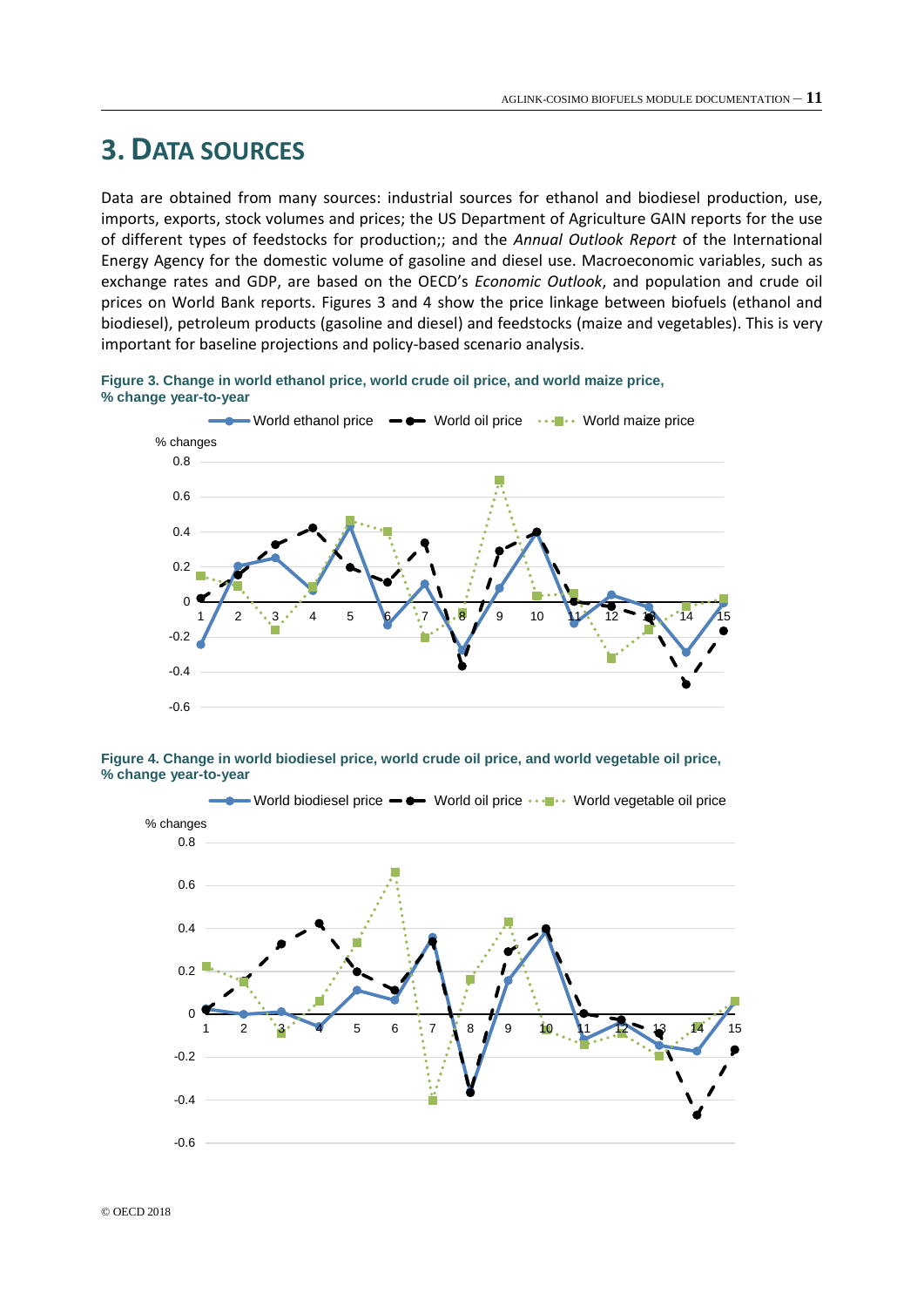# 3. DATA SOURCES

Data are obtained from many sources: industrial sources for ethanol and biodiesel production, use, imports, exports, stock volumes and prices; the US Department of Agriculture GAIN reports for the use of different types of feedstocks for production;; and the *Annual Outlook Report* of the International Energy Agency for the domestic volume of gasoline and diesel use. Macroeconomic variables, such as exchange rates and GDP, are based on the OECD's *Economic Outlook*, and population and crude oil prices on World Bank reports. Figures 3 and 4 show the price linkage between biofuels (ethanol and biodiesel), petroleum products (gasoline and diesel) and feedstocks (maize and vegetables). This is very important for baseline projections and policy-based scenario analysis.

**Figure 3. Change in world ethanol price, world crude oil price, and world maize price, % change year-to-year**

**Figure 4. Change in world biodiesel price, world crude oil price, and world vegetable oil price, % change year-to-year**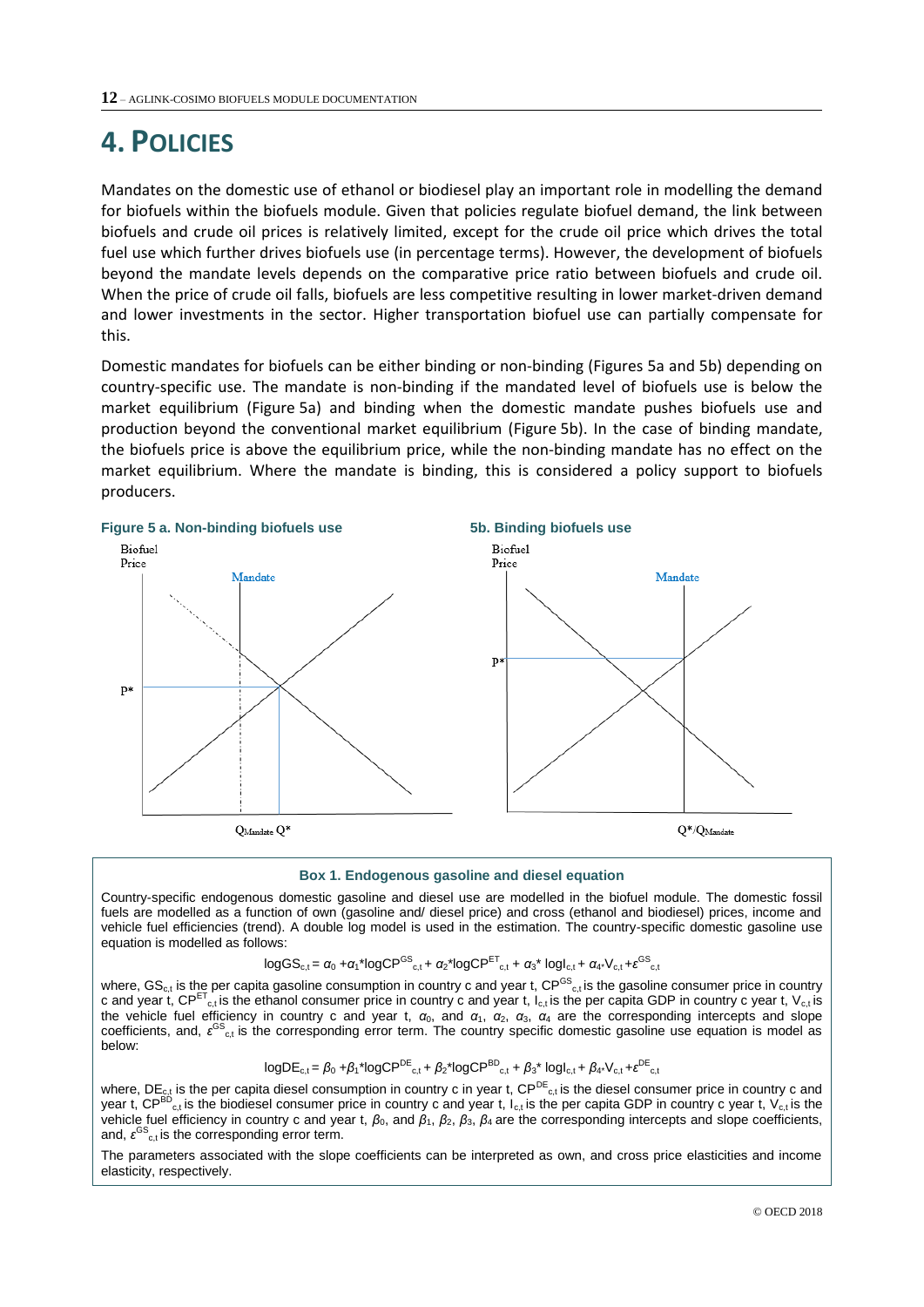# 4. Policies

Mandates on the domestic use of ethanol or biodiesel play an important role in modelling the demand for biofuels within the biofuels module. Given that policies regulate biofuel demand, the link between biofuels and crude oil prices is relatively limited, except for the crude oil price which drives the total fuel use which further drives biofuels use (in percentage terms). However, the development of biofuels beyond the mandate levels depends on the comparative price ratio between biofuels and crude oil. When the price of crude oil falls, biofuels are less competitive resulting in lower market-driven demand and lower investments in the sector. Higher transportation biofuel use can partially compensate for this.

Domestic mandates for biofuels can be either binding or non-binding (Figures 5a and 5b) depending on country-specific use. The mandate is non-binding if the mandated level of biofuels use is below the market equilibrium (Figure 5a) and binding when the domestic mandate pushes biofuels use and production beyond the conventional market equilibrium (Figure 5b). In the case of binding mandate, the biofuels price is above the equilibrium price, while the non-binding mandate has no effect on the market equilibrium. Where the mandate is binding, this is considered a policy support to biofuels producers.

**Figure 5 a. Non-binding biofuels use** **5b. Binding biofuels use**

Biofuel Price | Mandate | P* | $Q_{Mandate}$ Q*

Biofuel Price | Mandate | P* | $Q^*/Q_{Mandate}$

### Box 1. Endogenous gasoline and diesel equation

Country-specific endogenous domestic gasoline and diesel use are modelled in the biofuel module. The domestic fossil fuels are modelled as a function of own (gasoline and/ diesel price) and cross (ethanol and biodiesel) prices, income and vehicle fuel efficiencies (trend). A double log model is used in the estimation. The country-specific domestic gasoline use equation is modelled as follows:

$$\log GS_{c,t} = \alpha_0 + \alpha_1 * \log CP^{GS}_{c,t} + \alpha_2 * \log CP^{ET}_{c,t} + \alpha_3 * \log I_{c,t} + \alpha_4 * V_{c,t} + \varepsilon^{GS}_{c,t}$$

where, $GS_{c,t}$ is the per capita gasoline consumption in country c and year t, $CP^{GS}_{c,t}$ is the gasoline consumer price in country c and year t, $CP^{ET}_{c,t}$ is the ethanol consumer price in country c and year t, $I_{c,t}$ is the per capita GDP in country c year t, $V_{c,t}$ is the vehicle fuel efficiency in country c and year t, $\alpha_0$, and $\alpha_1$, $\alpha_2$, $\alpha_3$, $\alpha_4$ are the corresponding intercepts and slope coefficients, and, $\varepsilon^{GS}_{c,t}$ is the corresponding error term. The country specific domestic gasoline use equation is model as below:

$$\log DE_{c,t} = \beta_0 + \beta_1 * \log CP^{DE}_{c,t} + \beta_2 * \log CP^{BD}_{c,t} + \beta_3 * \log I_{c,t} + \beta_4 * V_{c,t} + \varepsilon^{DE}_{c,t}$$

where, $DE_{c,t}$ is the per capita diesel consumption in country c in year t, $CP^{DE}_{c,t}$ is the diesel consumer price in country c and year t, $CP^{BD}_{c,t}$ is the biodiesel consumer price in country c and year t, $I_{c,t}$ is the per capita GDP in country c year t, $V_{c,t}$ is the vehicle fuel efficiency in country c and year t, $\beta_0$, and $\beta_1$, $\beta_2$, $\beta_3$, $\beta_4$ are the corresponding intercepts and slope coefficients, and, $\varepsilon^{GS}_{c,t}$ is the corresponding error term.

The parameters associated with the slope coefficients can be interpreted as own, and cross price elasticities and income elasticity, respectively.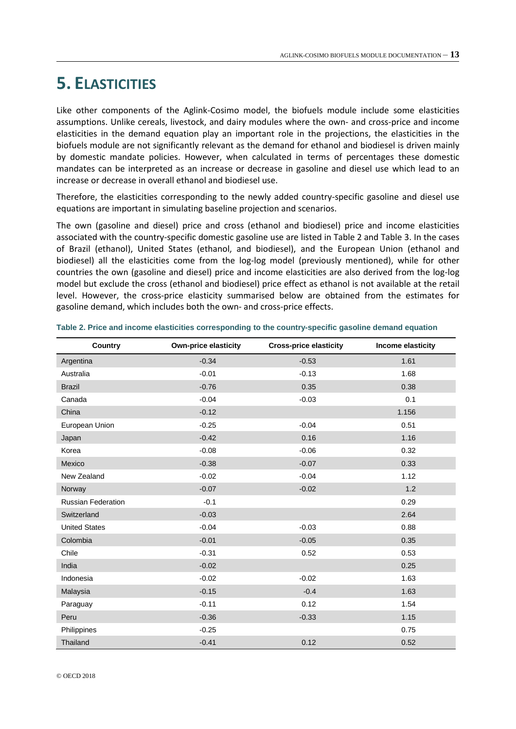# 5. Elasticities

Like other components of the Aglink-Cosimo model, the biofuels module include some elasticities assumptions. Unlike cereals, livestock, and dairy modules where the own- and cross-price and income elasticities in the demand equation play an important role in the projections, the elasticities in the biofuels module are not significantly relevant as the demand for ethanol and biodiesel is driven mainly by domestic mandate policies. However, when calculated in terms of percentages these domestic mandates can be interpreted as an increase or decrease in gasoline and diesel use which lead to an increase or decrease in overall ethanol and biodiesel use.

Therefore, the elasticities corresponding to the newly added country-specific gasoline and diesel use equations are important in simulating baseline projection and scenarios.

The own (gasoline and diesel) price and cross (ethanol and biodiesel) price and income elasticities associated with the country-specific domestic gasoline use are listed in Table 2 and Table 3. In the cases of Brazil (ethanol), United States (ethanol, and biodiesel), and the European Union (ethanol and biodiesel) all the elasticities come from the log-log model (previously mentioned), while for other countries the own (gasoline and diesel) price and income elasticities are also derived from the log-log model but exclude the cross (ethanol and biodiesel) price effect as ethanol is not available at the retail level. However, the cross-price elasticity summarised below are obtained from the estimates for gasoline demand, which includes both the own- and cross-price effects.

**Table 2. Price and income elasticities corresponding to the country-specific gasoline demand equation**

| Country | Own-price elasticity | Cross-price elasticity | Income elasticity |
|---|---|---|---|
| Argentina | -0.34 | -0.53 | 1.61 |
| Australia | -0.01 | -0.13 | 1.68 |
| Brazil | -0.76 | 0.35 | 0.38 |
| Canada | -0.04 | -0.03 | 0.1 |
| China | -0.12 | | 1.156 |
| European Union | -0.25 | -0.04 | 0.51 |
| Japan | -0.42 | 0.16 | 1.16 |
| Korea | -0.08 | -0.06 | 0.32 |
| Mexico | -0.38 | -0.07 | 0.33 |
| New Zealand | -0.02 | -0.04 | 1.12 |
| Norway | -0.07 | -0.02 | 1.2 |
| Russian Federation | -0.1 | | 0.29 |
| Switzerland | -0.03 | | 2.64 |
| United States | -0.04 | -0.03 | 0.88 |
| Colombia | -0.01 | -0.05 | 0.35 |
| Chile | -0.31 | 0.52 | 0.53 |
| India | -0.02 | | 0.25 |
| Indonesia | -0.02 | -0.02 | 1.63 |
| Malaysia | -0.15 | -0.4 | 1.63 |
| Paraguay | -0.11 | 0.12 | 1.54 |
| Peru | -0.36 | -0.33 | 1.15 |
| Philippines | -0.25 | | 0.75 |
| Thailand | -0.41 | 0.12 | 0.52 |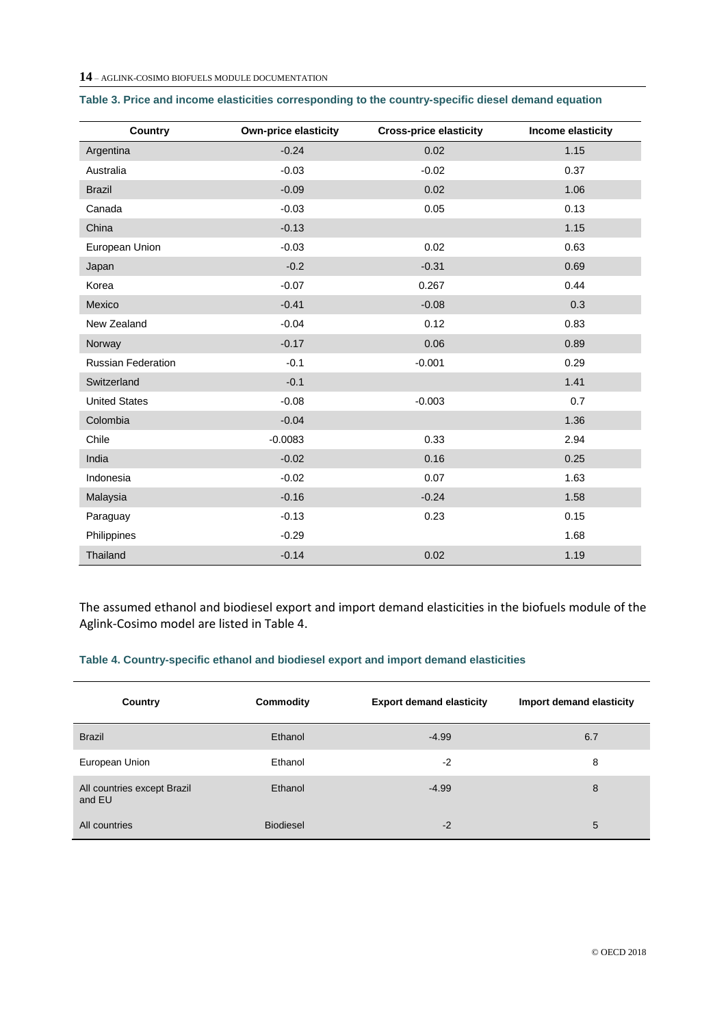**Table 3. Price and income elasticities corresponding to the country-specific diesel demand equation**

| Country | Own-price elasticity | Cross-price elasticity | Income elasticity |
|---|---|---|---|
| Argentina | -0.24 | 0.02 | 1.15 |
| Australia | -0.03 | -0.02 | 0.37 |
| Brazil | -0.09 | 0.02 | 1.06 |
| Canada | -0.03 | 0.05 | 0.13 |
| China | -0.13 | | 1.15 |
| European Union | -0.03 | 0.02 | 0.63 |
| Japan | -0.2 | -0.31 | 0.69 |
| Korea | -0.07 | 0.267 | 0.44 |
| Mexico | -0.41 | -0.08 | 0.3 |
| New Zealand | -0.04 | 0.12 | 0.83 |
| Norway | -0.17 | 0.06 | 0.89 |
| Russian Federation | -0.1 | -0.001 | 0.29 |
| Switzerland | -0.1 | | 1.41 |
| United States | -0.08 | -0.003 | 0.7 |
| Colombia | -0.04 | | 1.36 |
| Chile | -0.0083 | 0.33 | 2.94 |
| India | -0.02 | 0.16 | 0.25 |
| Indonesia | -0.02 | 0.07 | 1.63 |
| Malaysia | -0.16 | -0.24 | 1.58 |
| Paraguay | -0.13 | 0.23 | 0.15 |
| Philippines | -0.29 | | 1.68 |
| Thailand | -0.14 | 0.02 | 1.19 |

The assumed ethanol and biodiesel export and import demand elasticities in the biofuels module of the Aglink-Cosimo model are listed in Table 4.

**Table 4. Country-specific ethanol and biodiesel export and import demand elasticities**

| Country | Commodity | Export demand elasticity | Import demand elasticity |
|---|---|---|---|
| Brazil | Ethanol | -4.99 | 6.7 |
| European Union | Ethanol | -2 | 8 |
| All countries except Brazil and EU | Ethanol | -4.99 | 8 |
| All countries | Biodiesel | -2 | 5 |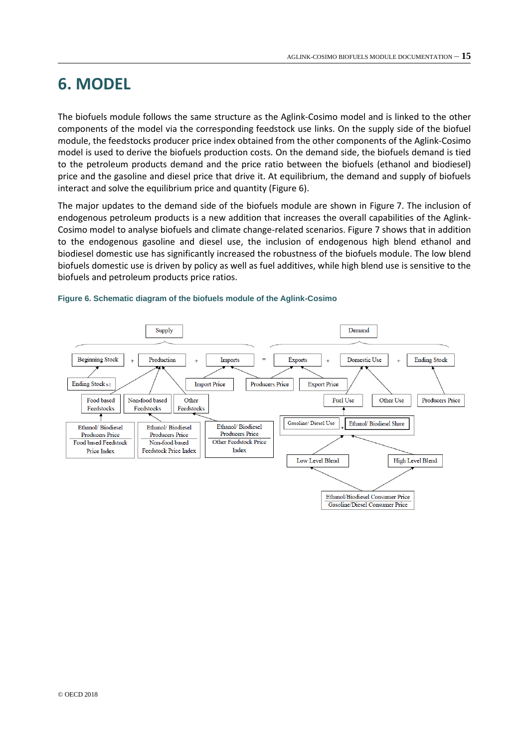# 6. MODEL

The biofuels module follows the same structure as the Aglink-Cosimo model and is linked to the other components of the model via the corresponding feedstock use links. On the supply side of the biofuel module, the feedstocks producer price index obtained from the other components of the Aglink-Cosimo model is used to derive the biofuels production costs. On the demand side, the biofuels demand is tied to the petroleum products demand and the price ratio between the biofuels (ethanol and biodiesel) price and the gasoline and diesel price that drive it. At equilibrium, the demand and supply of biofuels interact and solve the equilibrium price and quantity (Figure 6).

The major updates to the demand side of the biofuels module are shown in Figure 7. The inclusion of endogenous petroleum products is a new addition that increases the overall capabilities of the Aglink-Cosimo model to analyse biofuels and climate change-related scenarios. Figure 7 shows that in addition to the endogenous gasoline and diesel use, the inclusion of endogenous high blend ethanol and biodiesel domestic use has significantly increased the robustness of the biofuels module. The low blend biofuels domestic use is driven by policy as well as fuel additives, while high blend use is sensitive to the biofuels and petroleum products price ratios.

**Figure 6. Schematic diagram of the biofuels module of the Aglink-Cosimo**

Supply: Beginning Stock + Production + Imports = Demand: Exports + Domestic Use + Ending Stock

- Beginning Stock ← Ending Stock $_{t-1}$
- Production ← Food based Feedstocks, Non-food based Feedstocks, Other Feedstocks
  - Food based Feedstocks ← Ethanol/ Biodiesel Producers Price / Food based Feedstock Price Index
  - Non-food based Feedstocks ← Ethanol/ Biodiesel Producers Price / Non-food based Feedstock Price Index
  - Other Feedstocks ← Ethanol/ Biodiesel Producers Price / Other Feedstock Price Index
- Imports ← Import Price, Producers Price
- Exports ← Producers Price, Export Price
- Domestic Use ← Fuel Use, Other Use
  - Fuel Use ← Gasoline/ Diesel Use * Ethanol/ Biodiesel Share
    - Ethanol/ Biodiesel Share ← Low Level Blend, High Level Blend
    - Low Level Blend, High Level Blend ← Ethanol/Biodiesel Consumer Price / Gasoline/Diesel Consumer Price
- Ending Stock ← Producers Price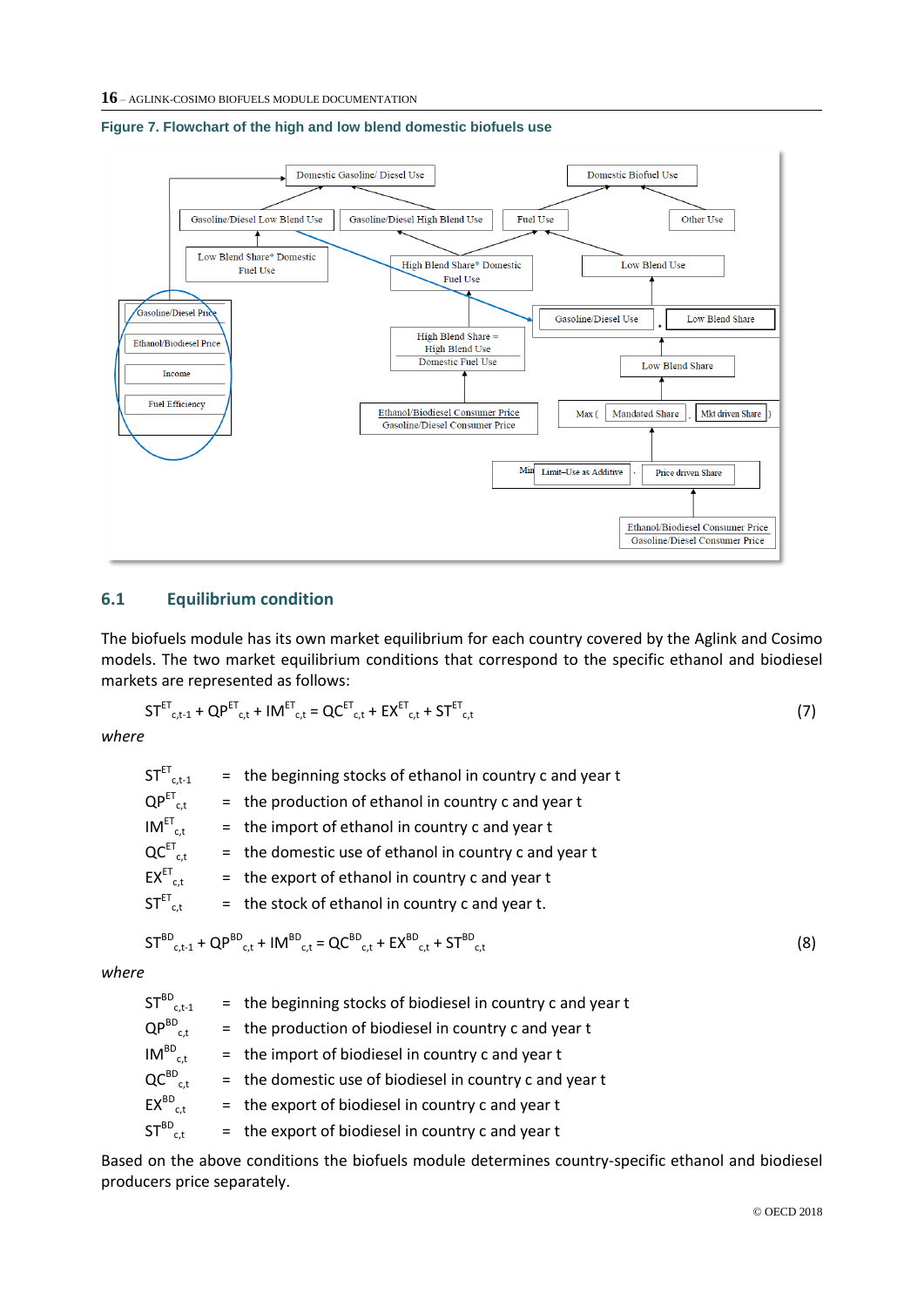**Figure 7. Flowchart of the high and low blend domestic biofuels use**

## 6.1 Equilibrium condition

The biofuels module has its own market equilibrium for each country covered by the Aglink and Cosimo models. The two market equilibrium conditions that correspond to the specific ethanol and biodiesel markets are represented as follows:

$$ST^{ET}_{c,t-1} + QP^{ET}_{c,t} + IM^{ET}_{c,t} = QC^{ET}_{c,t} + EX^{ET}_{c,t} + ST^{ET}_{c,t} \quad (7)$$

*where*

- $ST^{ET}_{c,t-1}$ = the beginning stocks of ethanol in country c and year t
- $QP^{ET}_{c,t}$ = the production of ethanol in country c and year t
- $IM^{ET}_{c,t}$ = the import of ethanol in country c and year t
- $QC^{ET}_{c,t}$ = the domestic use of ethanol in country c and year t
- $EX^{ET}_{c,t}$ = the export of ethanol in country c and year t
- $ST^{ET}_{c,t}$ = the stock of ethanol in country c and year t.

$$ST^{BD}_{c,t-1} + QP^{BD}_{c,t} + IM^{BD}_{c,t} = QC^{BD}_{c,t} + EX^{BD}_{c,t} + ST^{BD}_{c,t} \quad (8)$$

*where*

- $ST^{BD}_{c,t-1}$ = the beginning stocks of biodiesel in country c and year t
- $QP^{BD}_{c,t}$ = the production of biodiesel in country c and year t
- $IM^{BD}_{c,t}$ = the import of biodiesel in country c and year t
- $QC^{BD}_{c,t}$ = the domestic use of biodiesel in country c and year t
- $EX^{BD}_{c,t}$ = the export of biodiesel in country c and year t
- $ST^{BD}_{c,t}$ = the export of biodiesel in country c and year t

Based on the above conditions the biofuels module determines country-specific ethanol and biodiesel producers price separately.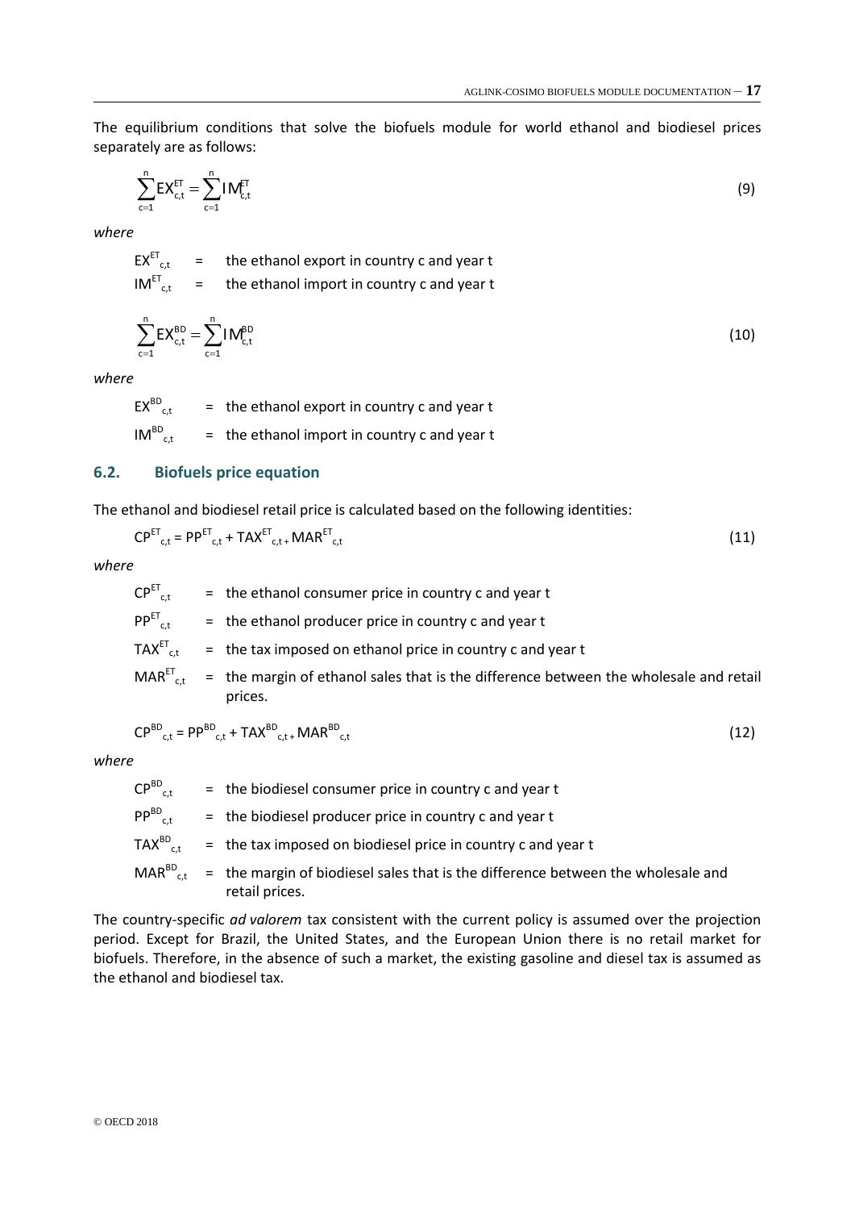The equilibrium conditions that solve the biofuels module for world ethanol and biodiesel prices separately are as follows:

$$\sum_{c=1}^{n} EX_{c,t}^{ET} = \sum_{c=1}^{n} IM_{c,t}^{ET} \tag{9}$$

*where*

$EX^{ET}_{c,t}$ = the ethanol export in country c and year t

$IM^{ET}_{c,t}$ = the ethanol import in country c and year t

$$\sum_{c=1}^{n} EX_{c,t}^{BD} = \sum_{c=1}^{n} IM_{c,t}^{BD} \tag{10}$$

*where*

$EX^{BD}_{c,t}$ = the ethanol export in country c and year t

$IM^{BD}_{c,t}$ = the ethanol import in country c and year t

## 6.2. Biofuels price equation

The ethanol and biodiesel retail price is calculated based on the following identities:

$$CP^{ET}_{c,t} = PP^{ET}_{c,t} + TAX^{ET}_{c,t} + MAR^{ET}_{c,t} \tag{11}$$

*where*

$CP^{ET}_{c,t}$ = the ethanol consumer price in country c and year t

$PP^{ET}_{c,t}$ = the ethanol producer price in country c and year t

$TAX^{ET}_{c,t}$ = the tax imposed on ethanol price in country c and year t

$MAR^{ET}_{c,t}$ = the margin of ethanol sales that is the difference between the wholesale and retail prices.

$$CP^{BD}_{c,t} = PP^{BD}_{c,t} + TAX^{BD}_{c,t} + MAR^{BD}_{c,t} \tag{12}$$

*where*

$CP^{BD}_{c,t}$ = the biodiesel consumer price in country c and year t

$PP^{BD}_{c,t}$ = the biodiesel producer price in country c and year t

$TAX^{BD}_{c,t}$ = the tax imposed on biodiesel price in country c and year t

$MAR^{BD}_{c,t}$ = the margin of biodiesel sales that is the difference between the wholesale and retail prices.

The country-specific *ad valorem* tax consistent with the current policy is assumed over the projection period. Except for Brazil, the United States, and the European Union there is no retail market for biofuels. Therefore, in the absence of such a market, the existing gasoline and diesel tax is assumed as the ethanol and biodiesel tax.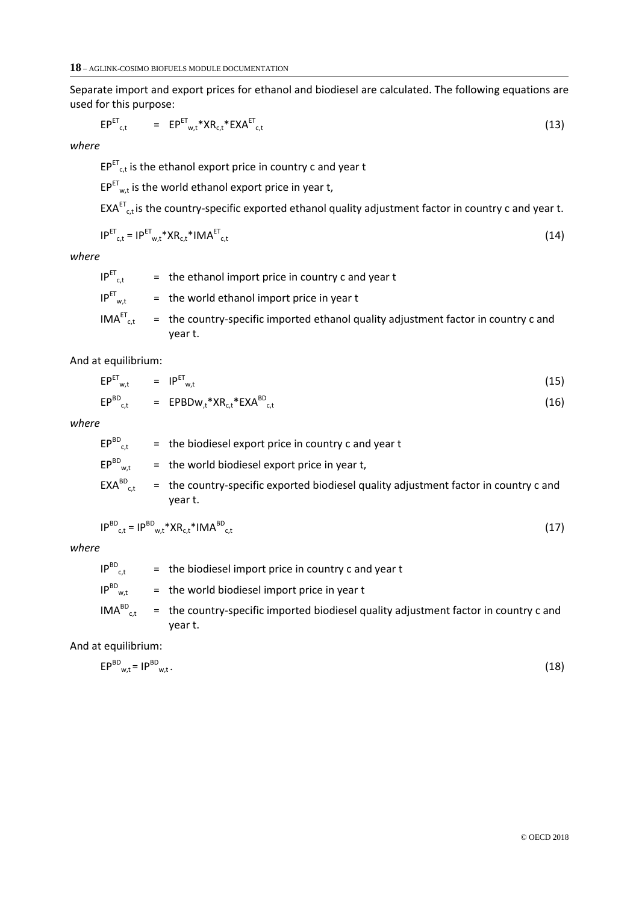Separate import and export prices for ethanol and biodiesel are calculated. The following equations are used for this purpose:

$$EP^{ET}_{c,t} = EP^{ET}_{w,t} * XR_{c,t} * EXA^{ET}_{c,t} \quad (13)$$

*where*

$EP^{ET}_{c,t}$ is the ethanol export price in country c and year t

$EP^{ET}_{w,t}$ is the world ethanol export price in year t,

$EXA^{ET}_{c,t}$ is the country-specific exported ethanol quality adjustment factor in country c and year t.

$$IP^{ET}_{c,t} = IP^{ET}_{w,t} * XR_{c,t} * IMA^{ET}_{c,t} \quad (14)$$

*where*

$IP^{ET}_{c,t}$ = the ethanol import price in country c and year t

$IP^{ET}_{w,t}$ = the world ethanol import price in year t

$IMA^{ET}_{c,t}$ = the country-specific imported ethanol quality adjustment factor in country c and year t.

And at equilibrium:

$$EP^{ET}_{w,t} = IP^{ET}_{w,t} \quad (15)$$

$$EP^{BD}_{c,t} = EPBDw_{,t} * XR_{c,t} * EXA^{BD}_{c,t} \quad (16)$$

*where*

$EP^{BD}_{c,t}$ = the biodiesel export price in country c and year t

$EP^{BD}_{w,t}$ = the world biodiesel export price in year t,

$EXA^{BD}_{c,t}$ = the country-specific exported biodiesel quality adjustment factor in country c and year t.

$$IP^{BD}_{c,t} = IP^{BD}_{w,t} * XR_{c,t} * IMA^{BD}_{c,t} \quad (17)$$

*where*

$IP^{BD}_{c,t}$ = the biodiesel import price in country c and year t

$IP^{BD}_{w,t}$ = the world biodiesel import price in year t

$IMA^{BD}_{c,t}$ = the country-specific imported biodiesel quality adjustment factor in country c and year t.

And at equilibrium:

$$EP^{BD}_{w,t} = IP^{BD}_{w,t}. \quad (18)$$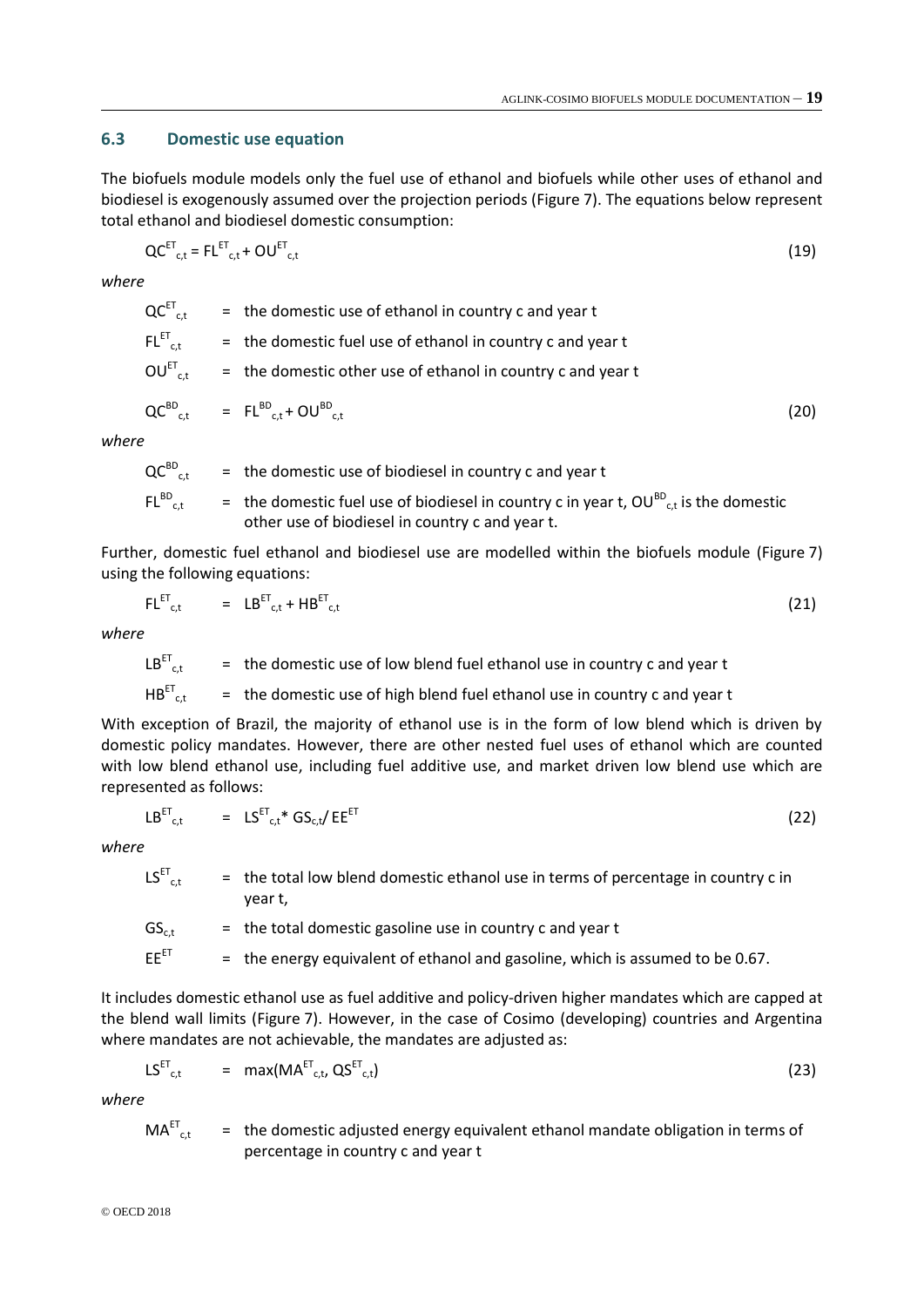## 6.3 Domestic use equation

The biofuels module models only the fuel use of ethanol and biofuels while other uses of ethanol and biodiesel is exogenously assumed over the projection periods (Figure 7). The equations below represent total ethanol and biodiesel domestic consumption:

$$QC^{ET}_{c,t} = FL^{ET}_{c,t} + OU^{ET}_{c,t} \tag{19}$$

*where*

$QC^{ET}_{c,t}$ = the domestic use of ethanol in country c and year t

$FL^{ET}_{c,t}$ = the domestic fuel use of ethanol in country c and year t

$OU^{ET}_{c,t}$ = the domestic other use of ethanol in country c and year t

$$QC^{BD}_{c,t} = FL^{BD}_{c,t} + OU^{BD}_{c,t} \tag{20}$$

*where*

$QC^{BD}_{c,t}$ = the domestic use of biodiesel in country c and year t

$FL^{BD}_{c,t}$ = the domestic fuel use of biodiesel in country c in year t, $OU^{BD}_{c,t}$ is the domestic other use of biodiesel in country c and year t.

Further, domestic fuel ethanol and biodiesel use are modelled within the biofuels module (Figure 7) using the following equations:

$$FL^{ET}_{c,t} = LB^{ET}_{c,t} + HB^{ET}_{c,t} \tag{21}$$

*where*

$LB^{ET}_{c,t}$ = the domestic use of low blend fuel ethanol use in country c and year t

$HB^{ET}_{c,t}$ = the domestic use of high blend fuel ethanol use in country c and year t

With exception of Brazil, the majority of ethanol use is in the form of low blend which is driven by domestic policy mandates. However, there are other nested fuel uses of ethanol which are counted with low blend ethanol use, including fuel additive use, and market driven low blend use which are represented as follows:

$$LB^{ET}_{c,t} = LS^{ET}_{c,t} * GS_{c,t} / EE^{ET} \tag{22}$$

*where*

$LS^{ET}_{c,t}$ = the total low blend domestic ethanol use in terms of percentage in country c in year t,

$GS_{c,t}$ = the total domestic gasoline use in country c and year t

$EE^{ET}$ = the energy equivalent of ethanol and gasoline, which is assumed to be 0.67.

It includes domestic ethanol use as fuel additive and policy-driven higher mandates which are capped at the blend wall limits (Figure 7). However, in the case of Cosimo (developing) countries and Argentina where mandates are not achievable, the mandates are adjusted as:

$$LS^{ET}_{c,t} = \max(MA^{ET}_{c,t}, QS^{ET}_{c,t}) \tag{23}$$

*where*

$MA^{ET}_{c,t}$ = the domestic adjusted energy equivalent ethanol mandate obligation in terms of percentage in country c and year t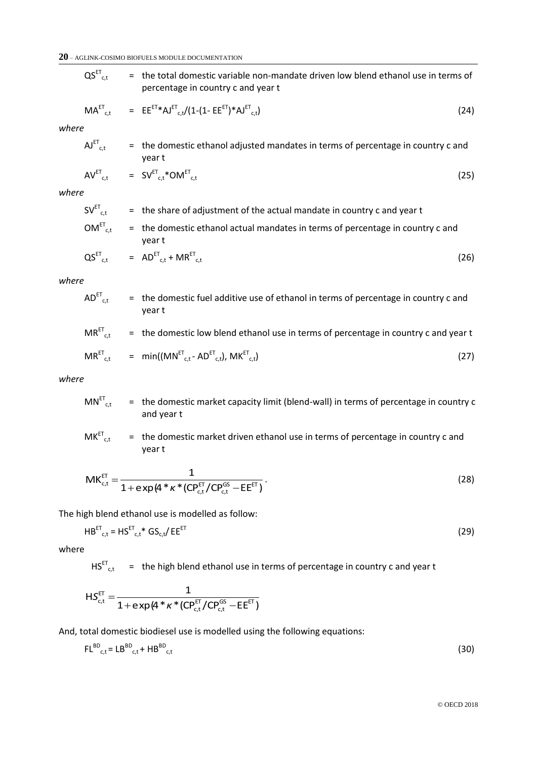$QS^{ET}_{c,t}$ = the total domestic variable non-mandate driven low blend ethanol use in terms of percentage in country c and year t

$$MA^{ET}_{c,t} = EE^{ET} * AJ^{ET}_{c,t} / (1-(1- EE^{ET}) * AJ^{ET}_{c,t}) \tag{24}$$

*where*

$AJ^{ET}_{c,t}$ = the domestic ethanol adjusted mandates in terms of percentage in country c and year t

$$AV^{ET}_{c,t} = SV^{ET}_{c,t} * OM^{ET}_{c,t} \tag{25}$$

*where*

$SV^{ET}_{c,t}$ = the share of adjustment of the actual mandate in country c and year t

$OM^{ET}_{c,t}$ = the domestic ethanol actual mandates in terms of percentage in country c and year t

$$QS^{ET}_{c,t} = AD^{ET}_{c,t} + MR^{ET}_{c,t} \tag{26}$$

*where*

$AD^{ET}_{c,t}$ = the domestic fuel additive use of ethanol in terms of percentage in country c and year t

$MR^{ET}_{c,t}$ = the domestic low blend ethanol use in terms of percentage in country c and year t

$$MR^{ET}_{c,t} = \min((MN^{ET}_{c,t} - AD^{ET}_{c,t}), MK^{ET}_{c,t}) \tag{27}$$

*where*

$MN^{ET}_{c,t}$ = the domestic market capacity limit (blend-wall) in terms of percentage in country c and year t

$MK^{ET}_{c,t}$ = the domestic market driven ethanol use in terms of percentage in country c and year t

$$MK^{ET}_{c,t} = \frac{1}{1+\exp(4*\kappa*(CP^{ET}_{c,t}/CP^{GS}_{c,t} - EE^{ET})}. \tag{28}$$

The high blend ethanol use is modelled as follow:

$$HB^{ET}_{c,t} = HS^{ET}_{c,t} * GS_{c,t} / EE^{ET} \tag{29}$$

where

$HS^{ET}_{c,t}$ = the high blend ethanol use in terms of percentage in country c and year t

$$HS^{ET}_{c,t} = \frac{1}{1+\exp(4*\kappa*(CP^{ET}_{c,t}/CP^{GS}_{c,t} - EE^{ET})}$$

And, total domestic biodiesel use is modelled using the following equations:

$$FL^{BD}_{c,t} = LB^{BD}_{c,t} + HB^{BD}_{c,t} \tag{30}$$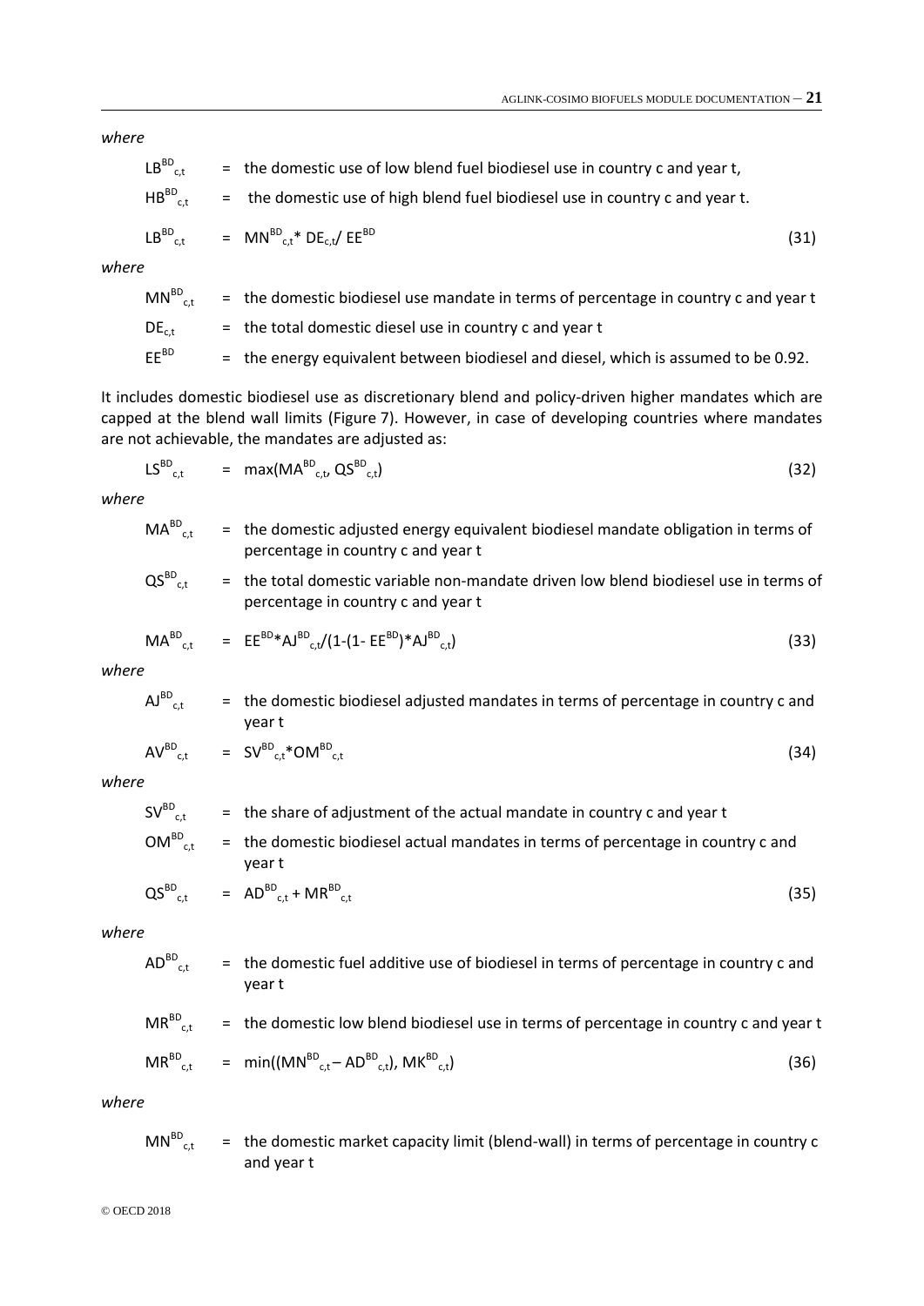*where*

$LB^{BD}_{c,t}$ = the domestic use of low blend fuel biodiesel use in country c and year t,

$HB^{BD}_{c,t}$ = the domestic use of high blend fuel biodiesel use in country c and year t.

$$LB^{BD}_{c,t} = MN^{BD}_{c,t} * DE_{c,t} / EE^{BD} \quad (31)$$

*where*

$MN^{BD}_{c,t}$ = the domestic biodiesel use mandate in terms of percentage in country c and year t

$DE_{c,t}$ = the total domestic diesel use in country c and year t

$EE^{BD}$ = the energy equivalent between biodiesel and diesel, which is assumed to be 0.92.

It includes domestic biodiesel use as discretionary blend and policy-driven higher mandates which are capped at the blend wall limits (Figure 7). However, in case of developing countries where mandates are not achievable, the mandates are adjusted as:

$$LS^{BD}_{c,t} = \max(MA^{BD}_{c,t}, QS^{BD}_{c,t}) \quad (32)$$

*where*

$MA^{BD}_{c,t}$ = the domestic adjusted energy equivalent biodiesel mandate obligation in terms of percentage in country c and year t

$QS^{BD}_{c,t}$ = the total domestic variable non-mandate driven low blend biodiesel use in terms of percentage in country c and year t

$$MA^{BD}_{c,t} = EE^{BD} * AJ^{BD}_{c,t} / (1-(1- EE^{BD}) * AJ^{BD}_{c,t}) \quad (33)$$

*where*

$AJ^{BD}_{c,t}$ = the domestic biodiesel adjusted mandates in terms of percentage in country c and year t

$$AV^{BD}_{c,t} = SV^{BD}_{c,t} * OM^{BD}_{c,t} \quad (34)$$

*where*

$SV^{BD}_{c,t}$ = the share of adjustment of the actual mandate in country c and year t

$OM^{BD}_{c,t}$ = the domestic biodiesel actual mandates in terms of percentage in country c and year t

$$QS^{BD}_{c,t} = AD^{BD}_{c,t} + MR^{BD}_{c,t} \quad (35)$$

*where*

$AD^{BD}_{c,t}$ = the domestic fuel additive use of biodiesel in terms of percentage in country c and year t

$MR^{BD}_{c,t}$ = the domestic low blend biodiesel use in terms of percentage in country c and year t

$$MR^{BD}_{c,t} = \min((MN^{BD}_{c,t} - AD^{BD}_{c,t}), MK^{BD}_{c,t}) \quad (36)$$

*where*

$MN^{BD}_{c,t}$ = the domestic market capacity limit (blend-wall) in terms of percentage in country c and year t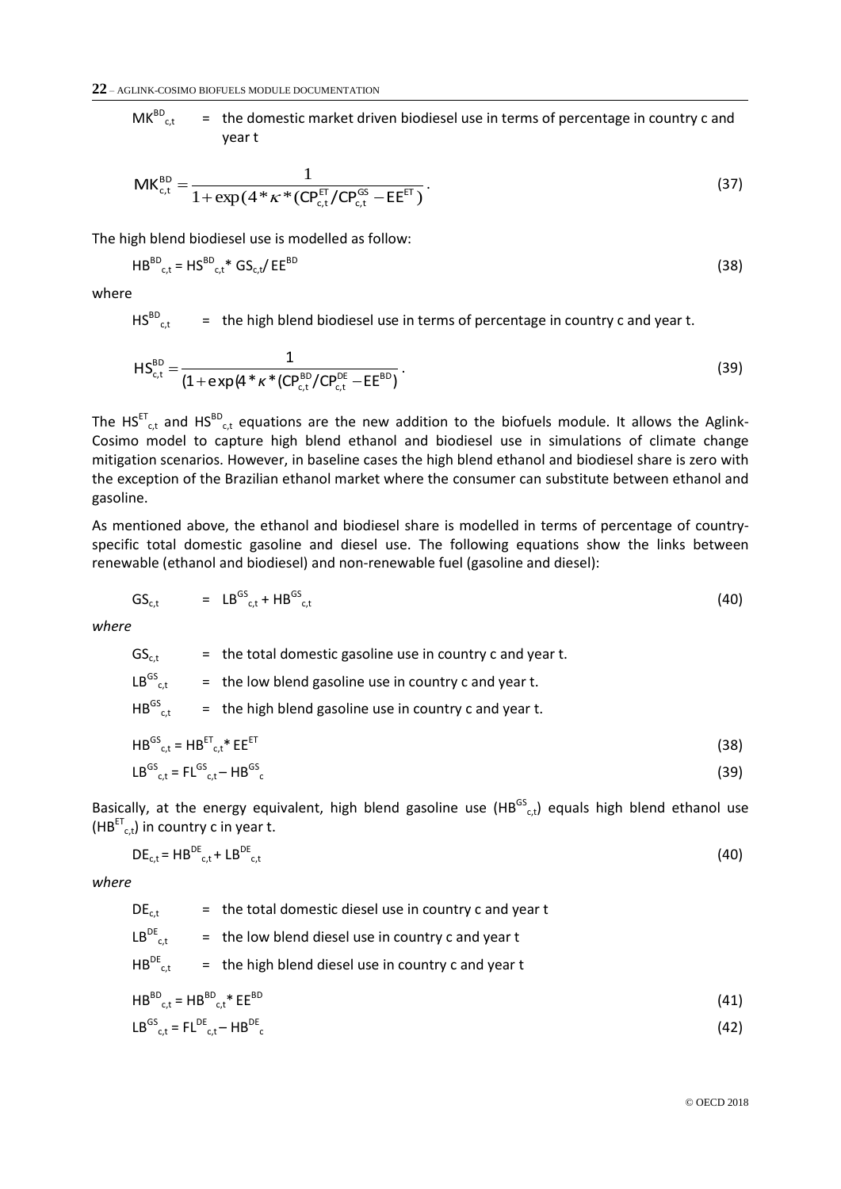$MK^{BD}_{c,t}$ = the domestic market driven biodiesel use in terms of percentage in country c and year t

$$MK^{BD}_{c,t} = \frac{1}{1+\exp(4*\kappa*(CP^{ET}_{c,t}/CP^{GS}_{c,t} - EE^{ET})}. \tag{37}$$

The high blend biodiesel use is modelled as follow:

$$HB^{BD}_{c,t} = HS^{BD}_{c,t} * GS_{c,t} / EE^{BD} \tag{38}$$

where

$HS^{BD}_{c,t}$ = the high blend biodiesel use in terms of percentage in country c and year t.

$$HS^{BD}_{c,t} = \frac{1}{(1+\exp(4*\kappa*(CP^{BD}_{c,t}/CP^{DE}_{c,t} - EE^{BD})}. \tag{39}$$

The $HS^{ET}_{c,t}$ and $HS^{BD}_{c,t}$ equations are the new addition to the biofuels module. It allows the Aglink-Cosimo model to capture high blend ethanol and biodiesel use in simulations of climate change mitigation scenarios. However, in baseline cases the high blend ethanol and biodiesel share is zero with the exception of the Brazilian ethanol market where the consumer can substitute between ethanol and gasoline.

As mentioned above, the ethanol and biodiesel share is modelled in terms of percentage of country-specific total domestic gasoline and diesel use. The following equations show the links between renewable (ethanol and biodiesel) and non-renewable fuel (gasoline and diesel):

$$GS_{c,t} = LB^{GS}_{c,t} + HB^{GS}_{c,t} \tag{40}$$

*where*

$GS_{c,t}$ = the total domestic gasoline use in country c and year t.

$LB^{GS}_{c,t}$ = the low blend gasoline use in country c and year t.

$HB^{GS}_{c,t}$ = the high blend gasoline use in country c and year t.

$$HB^{GS}_{c,t} = HB^{ET}_{c,t} * EE^{ET} \tag{38}$$

$$LB^{GS}_{c,t} = FL^{GS}_{c,t} - HB^{GS}_{c} \tag{39}$$

Basically, at the energy equivalent, high blend gasoline use ($HB^{GS}_{c,t}$) equals high blend ethanol use ($HB^{ET}_{c,t}$) in country c in year t.

$$DE_{c,t} = HB^{DE}_{c,t} + LB^{DE}_{c,t} \tag{40}$$

*where*

$DE_{c,t}$ = the total domestic diesel use in country c and year t

$LB^{DE}_{c,t}$ = the low blend diesel use in country c and year t

$HB^{DE}_{c,t}$ = the high blend diesel use in country c and year t

$$HB^{BD}_{c,t} = HB^{BD}_{c,t} * EE^{BD} \tag{41}$$

$$LB^{GS}_{c,t} = FL^{DE}_{c,t} - HB^{DE}_{c} \tag{42}$$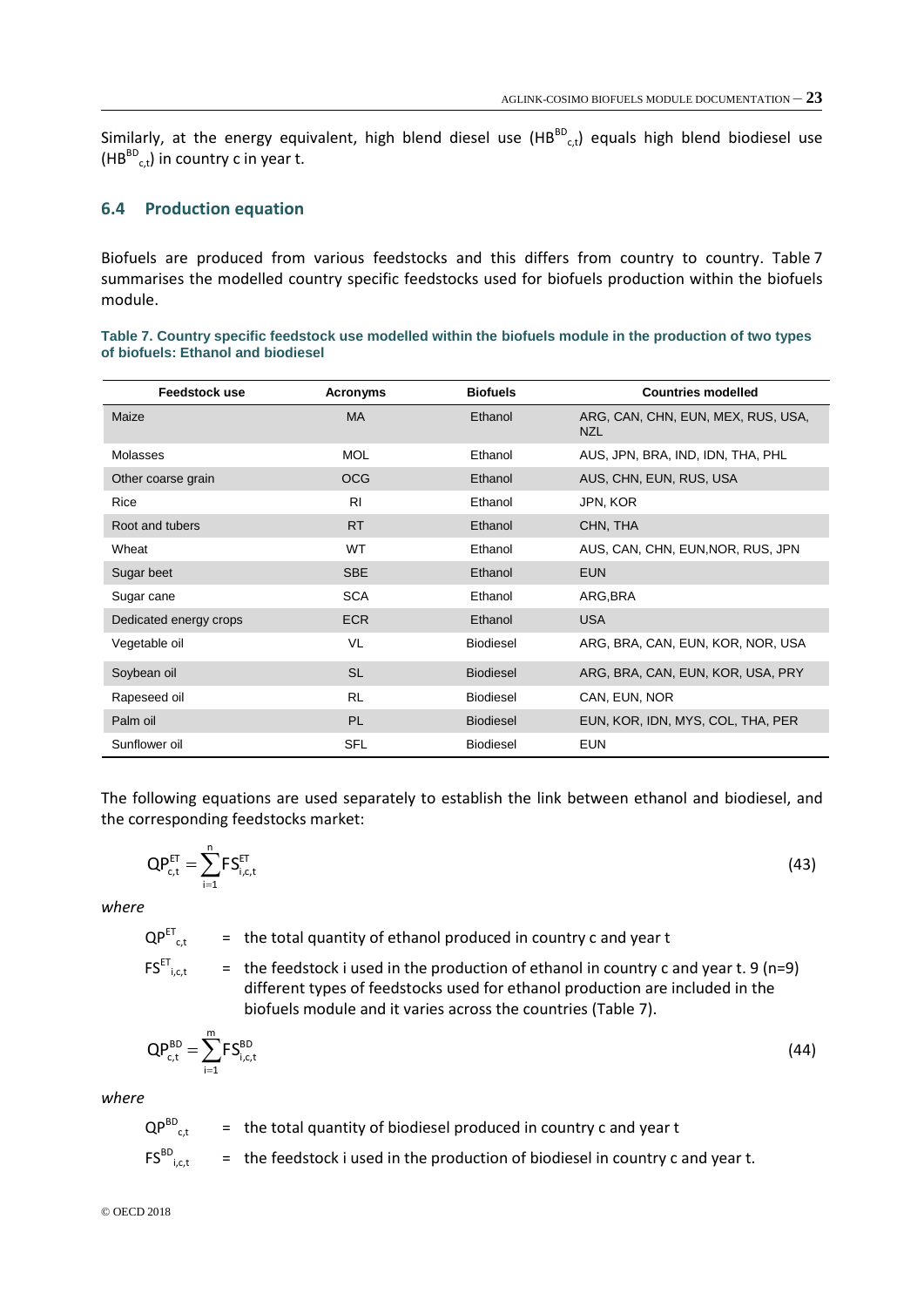Similarly, at the energy equivalent, high blend diesel use ($HB^{BD}_{c,t}$) equals high blend biodiesel use ($HB^{BD}_{c,t}$) in country c in year t.

### 6.4 Production equation

Biofuels are produced from various feedstocks and this differs from country to country. Table 7 summarises the modelled country specific feedstocks used for biofuels production within the biofuels module.

**Table 7. Country specific feedstock use modelled within the biofuels module in the production of two types of biofuels: Ethanol and biodiesel**

| Feedstock use | Acronyms | Biofuels | Countries modelled |
|---|---|---|---|
| Maize | MA | Ethanol | ARG, CAN, CHN, EUN, MEX, RUS, USA, NZL |
| Molasses | MOL | Ethanol | AUS, JPN, BRA, IND, IDN, THA, PHL |
| Other coarse grain | OCG | Ethanol | AUS, CHN, EUN, RUS, USA |
| Rice | RI | Ethanol | JPN, KOR |
| Root and tubers | RT | Ethanol | CHN, THA |
| Wheat | WT | Ethanol | AUS, CAN, CHN, EUN,NOR, RUS, JPN |
| Sugar beet | SBE | Ethanol | EUN |
| Sugar cane | SCA | Ethanol | ARG,BRA |
| Dedicated energy crops | ECR | Ethanol | USA |
| Vegetable oil | VL | Biodiesel | ARG, BRA, CAN, EUN, KOR, NOR, USA |
| Soybean oil | SL | Biodiesel | ARG, BRA, CAN, EUN, KOR, USA, PRY |
| Rapeseed oil | RL | Biodiesel | CAN, EUN, NOR |
| Palm oil | PL | Biodiesel | EUN, KOR, IDN, MYS, COL, THA, PER |
| Sunflower oil | SFL | Biodiesel | EUN |

The following equations are used separately to establish the link between ethanol and biodiesel, and the corresponding feedstocks market:

$$QP^{ET}_{c,t} = \sum_{i=1}^{n} FS^{ET}_{i,c,t} \tag{43}$$

*where*

$QP^{ET}_{c,t}$ = the total quantity of ethanol produced in country c and year t

$FS^{ET}_{i,c,t}$ = the feedstock i used in the production of ethanol in country c and year t. 9 (n=9) different types of feedstocks used for ethanol production are included in the biofuels module and it varies across the countries (Table 7).

$$QP^{BD}_{c,t} = \sum_{i=1}^{m} FS^{BD}_{i,c,t} \tag{44}$$

*where*

$QP^{BD}_{c,t}$ = the total quantity of biodiesel produced in country c and year t

$FS^{BD}_{i,c,t}$ = the feedstock i used in the production of biodiesel in country c and year t.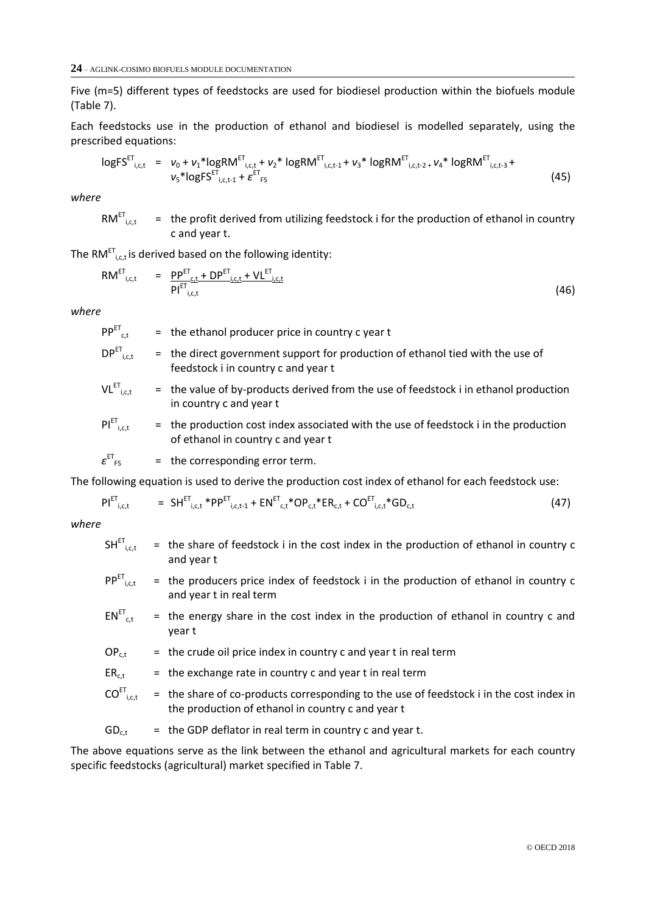Five (m=5) different types of feedstocks are used for biodiesel production within the biofuels module (Table 7).

Each feedstocks use in the production of ethanol and biodiesel is modelled separately, using the prescribed equations:

$$\log FS^{ET}_{i,c,t} = v_0 + v_1 * \log RM^{ET}_{i,c,t} + v_2 * \log RM^{ET}_{i,c,t-1} + v_3 * \log RM^{ET}_{i,c,t-2} + v_4 * \log RM^{ET}_{i,c,t-3} + v_5 * \log FS^{ET}_{i,c,t-1} + \varepsilon^{ET}_{FS} \quad (45)$$

*where*

$RM^{ET}_{i,c,t}$ = the profit derived from utilizing feedstock i for the production of ethanol in country c and year t.

The $RM^{ET}_{i,c,t}$ is derived based on the following identity:

$$RM^{ET}_{i,c,t} = \frac{PP^{ET}_{c,t} + DP^{ET}_{i,c,t} + VL^{ET}_{i,c,t}}{PI^{ET}_{i,c,t}} \quad (46)$$

*where*

$PP^{ET}_{c,t}$ = the ethanol producer price in country c year t

$DP^{ET}_{i,c,t}$ = the direct government support for production of ethanol tied with the use of feedstock i in country c and year t

$VL^{ET}_{i,c,t}$ = the value of by-products derived from the use of feedstock i in ethanol production in country c and year t

$PI^{ET}_{i,c,t}$ = the production cost index associated with the use of feedstock i in the production of ethanol in country c and year t

$\varepsilon^{ET}_{FS}$ = the corresponding error term.

The following equation is used to derive the production cost index of ethanol for each feedstock use:

$$PI^{ET}_{i,c,t} = SH^{ET}_{i,c,t} * PP^{ET}_{i,c,t-1} + EN^{ET}_{c,t} * OP_{c,t} * ER_{c,t} + CO^{ET}_{i,c,t} * GD_{c,t} \quad (47)$$

*where*

$SH^{ET}_{i,c,t}$ = the share of feedstock i in the cost index in the production of ethanol in country c and year t

$PP^{ET}_{i,c,t}$ = the producers price index of feedstock i in the production of ethanol in country c and year t in real term

$EN^{ET}_{c,t}$ = the energy share in the cost index in the production of ethanol in country c and year t

$OP_{c,t}$ = the crude oil price index in country c and year t in real term

$ER_{c,t}$ = the exchange rate in country c and year t in real term

$CO^{ET}_{i,c,t}$ = the share of co-products corresponding to the use of feedstock i in the cost index in the production of ethanol in country c and year t

$GD_{c,t}$ = the GDP deflator in real term in country c and year t.

The above equations serve as the link between the ethanol and agricultural markets for each country specific feedstocks (agricultural) market specified in Table 7.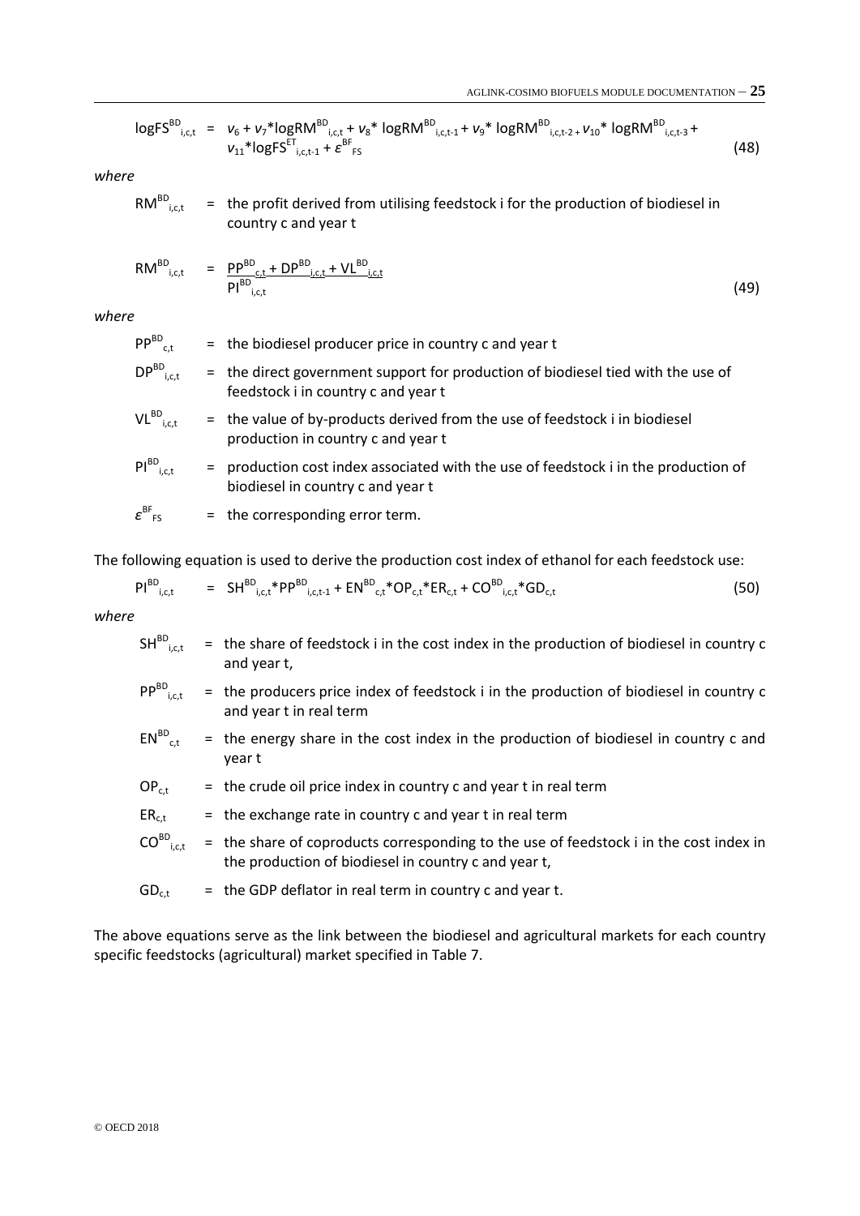$$\log FS^{BD}_{i,c,t} = v_6 + v_7 * \log RM^{BD}_{i,c,t} + v_8 * \log RM^{BD}_{i,c,t-1} + v_9 * \log RM^{BD}_{i,c,t-2} + v_{10} * \log RM^{BD}_{i,c,t-3} + v_{11} * \log FS^{ET}_{i,c,t-1} + \varepsilon^{BF}_{FS} \quad (48)$$

*where*

$RM^{BD}_{i,c,t}$ = the profit derived from utilising feedstock i for the production of biodiesel in country c and year t

$$RM^{BD}_{i,c,t} = \frac{PP^{BD}_{c,t} + DP^{BD}_{i,c,t} + VL^{BD}_{i,c,t}}{PI^{BD}_{i,c,t}} \quad (49)$$

*where*

$PP^{BD}_{c,t}$ = the biodiesel producer price in country c and year t

$DP^{BD}_{i,c,t}$ = the direct government support for production of biodiesel tied with the use of feedstock i in country c and year t

$VL^{BD}_{i,c,t}$ = the value of by-products derived from the use of feedstock i in biodiesel production in country c and year t

$PI^{BD}_{i,c,t}$ = production cost index associated with the use of feedstock i in the production of biodiesel in country c and year t

$\varepsilon^{BF}_{FS}$ = the corresponding error term.

The following equation is used to derive the production cost index of ethanol for each feedstock use:

$$PI^{BD}_{i,c,t} = SH^{BD}_{i,c,t} * PP^{BD}_{i,c,t-1} + EN^{BD}_{c,t} * OP_{c,t} * ER_{c,t} + CO^{BD}_{i,c,t} * GD_{c,t} \quad (50)$$

*where*

$SH^{BD}_{i,c,t}$ = the share of feedstock i in the cost index in the production of biodiesel in country c and year t,

$PP^{BD}_{i,c,t}$ = the producers price index of feedstock i in the production of biodiesel in country c and year t in real term

$EN^{BD}_{c,t}$ = the energy share in the cost index in the production of biodiesel in country c and year t

$OP_{c,t}$ = the crude oil price index in country c and year t in real term

$ER_{c,t}$ = the exchange rate in country c and year t in real term

$CO^{BD}_{i,c,t}$ = the share of coproducts corresponding to the use of feedstock i in the cost index in the production of biodiesel in country c and year t,

$GD_{c,t}$ = the GDP deflator in real term in country c and year t.

The above equations serve as the link between the biodiesel and agricultural markets for each country specific feedstocks (agricultural) market specified in Table 7.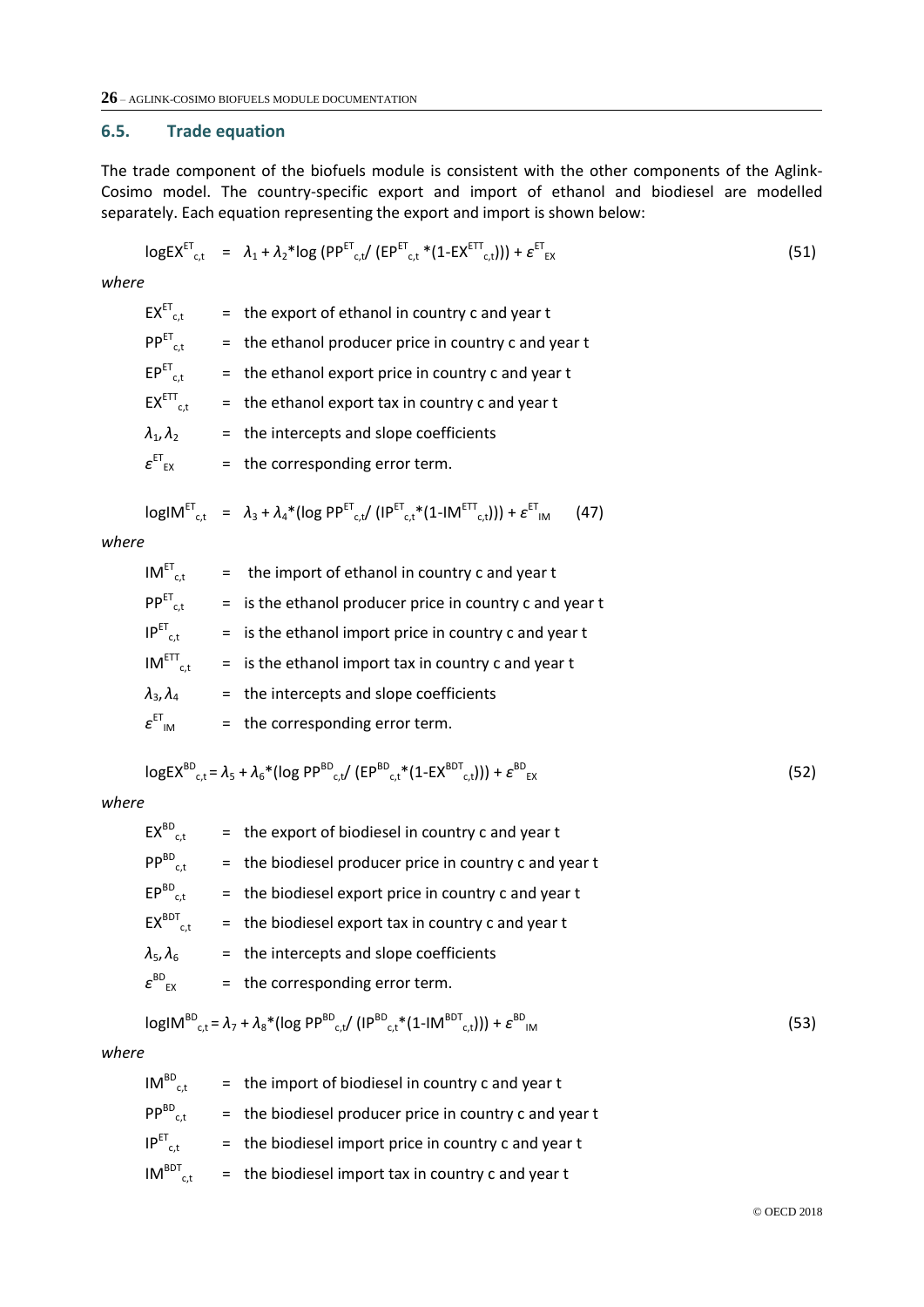## 6.5. Trade equation

The trade component of the biofuels module is consistent with the other components of the Aglink-Cosimo model. The country-specific export and import of ethanol and biodiesel are modelled separately. Each equation representing the export and import is shown below:

$$\log EX^{ET}_{c,t} = \lambda_1 + \lambda_2 * \log (PP^{ET}_{c,t} / (EP^{ET}_{c,t} * (1 - EX^{ETT}_{c,t}))) + \varepsilon^{ET}_{EX} \quad (51)$$

*where*

- $EX^{ET}_{c,t}$ = the export of ethanol in country c and year t
- $PP^{ET}_{c,t}$ = the ethanol producer price in country c and year t
- $EP^{ET}_{c,t}$ = the ethanol export price in country c and year t
- $EX^{ETT}_{c,t}$ = the ethanol export tax in country c and year t
- $\lambda_1, \lambda_2$ = the intercepts and slope coefficients
- $\varepsilon^{ET}_{EX}$ = the corresponding error term.

$$\log IM^{ET}_{c,t} = \lambda_3 + \lambda_4 * (\log PP^{ET}_{c,t} / (IP^{ET}_{c,t} * (1 - IM^{ETT}_{c,t}))) + \varepsilon^{ET}_{IM} \quad (47)$$

*where*

- $IM^{ET}_{c,t}$ = the import of ethanol in country c and year t
- $PP^{ET}_{c,t}$ = is the ethanol producer price in country c and year t
- $IP^{ET}_{c,t}$ = is the ethanol import price in country c and year t
- $IM^{ETT}_{c,t}$ = is the ethanol import tax in country c and year t
- $\lambda_3, \lambda_4$ = the intercepts and slope coefficients
- $\varepsilon^{ET}_{IM}$ = the corresponding error term.

$$\log EX^{BD}_{c,t} = \lambda_5 + \lambda_6 * (\log PP^{BD}_{c,t} / (EP^{BD}_{c,t} * (1 - EX^{BDT}_{c,t}))) + \varepsilon^{BD}_{EX} \quad (52)$$

*where*

- $EX^{BD}_{c,t}$ = the export of biodiesel in country c and year t
- $PP^{BD}_{c,t}$ = the biodiesel producer price in country c and year t
- $EP^{BD}_{c,t}$ = the biodiesel export price in country c and year t
- $EX^{BDT}_{c,t}$ = the biodiesel export tax in country c and year t
- $\lambda_5, \lambda_6$ = the intercepts and slope coefficients
- $\varepsilon^{BD}_{EX}$ = the corresponding error term.

$$\log IM^{BD}_{c,t} = \lambda_7 + \lambda_8 * (\log PP^{BD}_{c,t} / (IP^{BD}_{c,t} * (1 - IM^{BDT}_{c,t}))) + \varepsilon^{BD}_{IM} \quad (53)$$

*where*

- $IM^{BD}_{c,t}$ = the import of biodiesel in country c and year t
- $PP^{BD}_{c,t}$ = the biodiesel producer price in country c and year t
- $IP^{ET}_{c,t}$ = the biodiesel import price in country c and year t
- $IM^{BDT}_{c,t}$ = the biodiesel import tax in country c and year t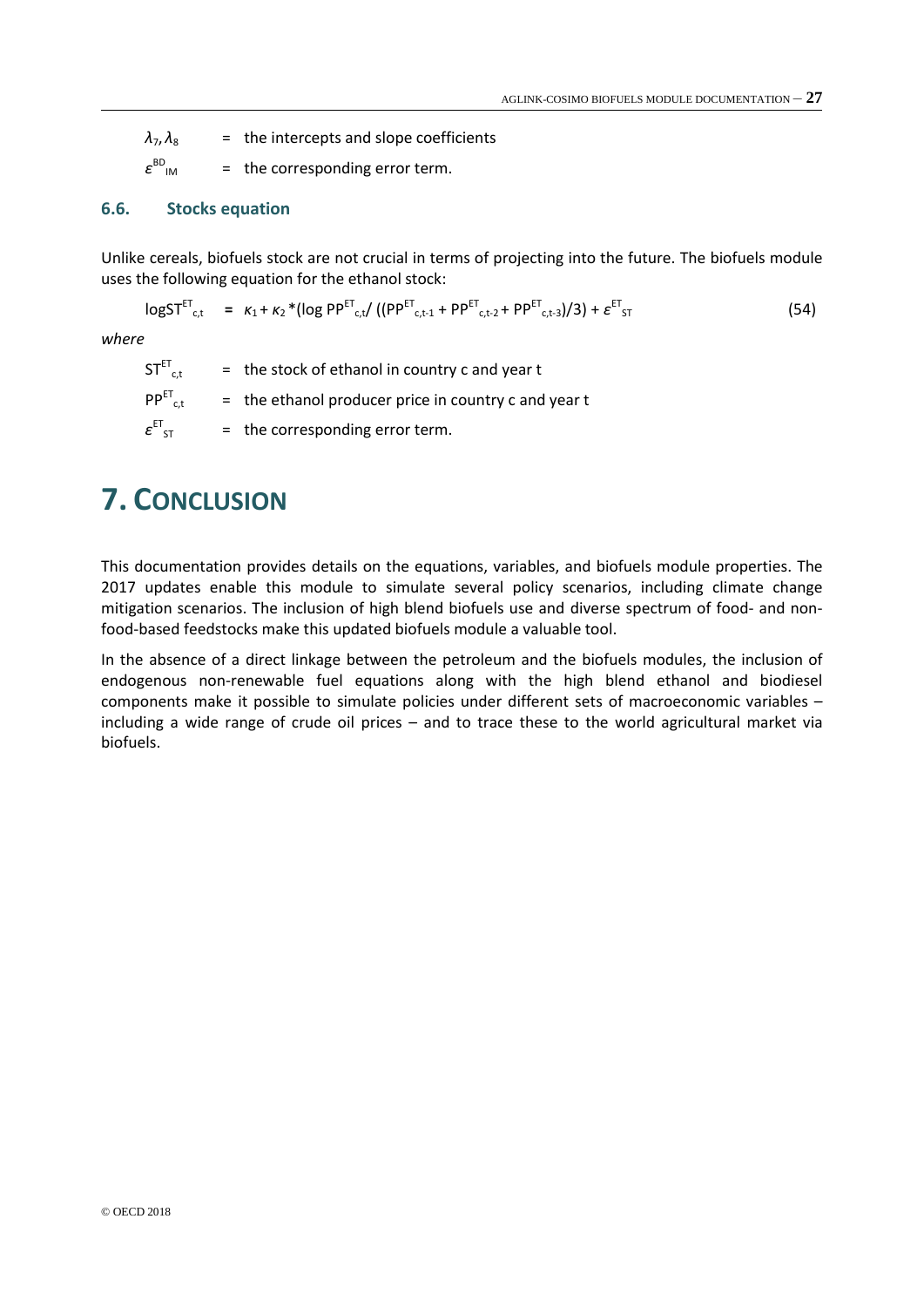$\lambda_7, \lambda_8$ = the intercepts and slope coefficients

$\varepsilon^{BD}_{IM}$ = the corresponding error term.

### 6.6. Stocks equation

Unlike cereals, biofuels stock are not crucial in terms of projecting into the future. The biofuels module uses the following equation for the ethanol stock:

$$\log ST^{ET}_{c,t} = \kappa_1 + \kappa_2 * (\log PP^{ET}_{c,t} / ((PP^{ET}_{c,t-1} + PP^{ET}_{c,t-2} + PP^{ET}_{c,t-3})/3) + \varepsilon^{ET}_{ST} \quad (54)$$

*where*

$ST^{ET}_{c,t}$ = the stock of ethanol in country c and year t

$PP^{ET}_{c,t}$ = the ethanol producer price in country c and year t

$\varepsilon^{ET}_{ST}$ = the corresponding error term.

# 7. Conclusion

This documentation provides details on the equations, variables, and biofuels module properties. The 2017 updates enable this module to simulate several policy scenarios, including climate change mitigation scenarios. The inclusion of high blend biofuels use and diverse spectrum of food- and non-food-based feedstocks make this updated biofuels module a valuable tool.

In the absence of a direct linkage between the petroleum and the biofuels modules, the inclusion of endogenous non-renewable fuel equations along with the high blend ethanol and biodiesel components make it possible to simulate policies under different sets of macroeconomic variables – including a wide range of crude oil prices – and to trace these to the world agricultural market via biofuels.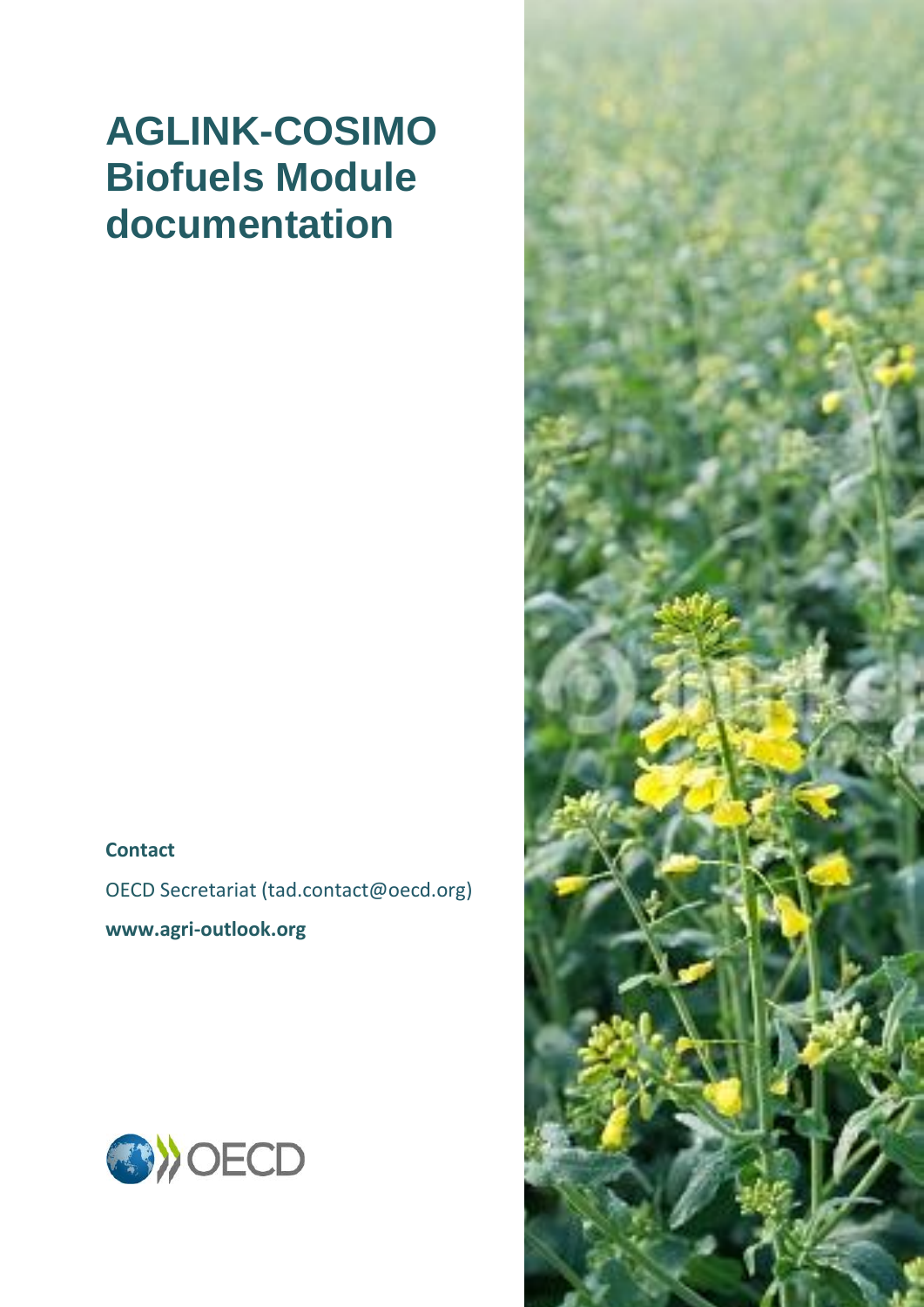# AGLINK-COSIMO Biofuels Module documentation

**Contact**

OECD Secretariat (tad.contact@oecd.org)

**www.agri-outlook.org**